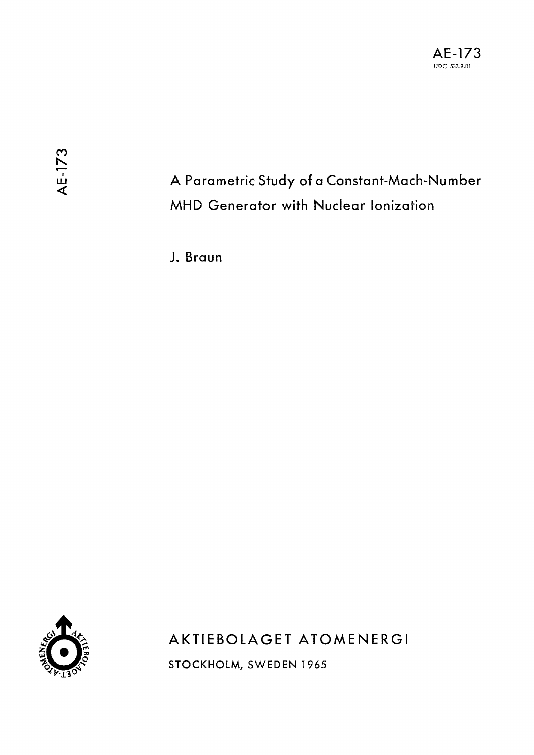AE-173

UDC 533.9.01

AE-173

# A Parametric Study of a Constant-Mach-Number MHD Generator with Nuclear Ionization

J. Braun

AKTIEBOLAGET ATOMENERGI

STOCKHOLM, SWEDEN 1965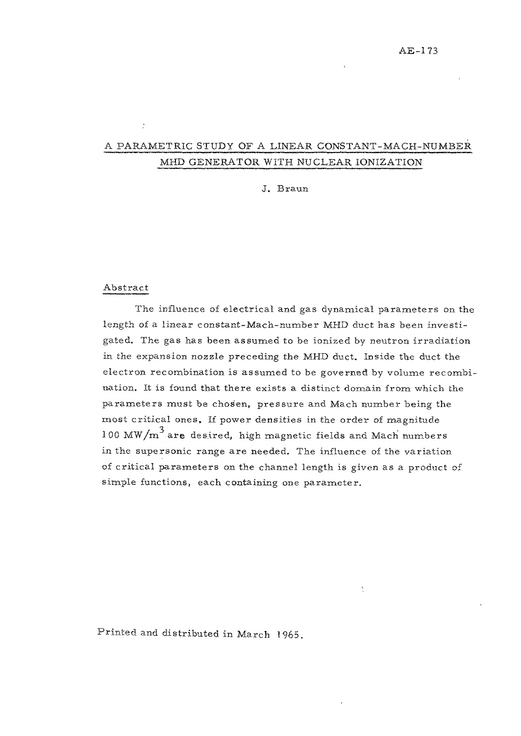AE-173

# A PARAMETRIC STUDY OF A LINEAR CONSTANT-MACH-NUMBER MHD GENERATOR WITH NUCLEAR IONIZATION

J. Braun

## Abstract

The influence of electrical and gas dynamical parameters on the length of a linear constant-Mach-number MHD duct has been investigated. The gas has been assumed to be ionized by neutron irradiation in the expansion nozzle preceding the MHD duct. Inside the duct the electron recombination is assumed to be governed by volume recombination. It is found that there exists a distinct domain from which the parameters must be chosen, pressure and Mach number being the most critical ones. If power densities in the order of magnitude $100\ MW/m^3$ are desired, high magnetic fields and Mach numbers in the supersonic range are needed. The influence of the variation of critical parameters on the channel length is given as a product of simple functions, each containing one parameter.

Printed and distributed in March 1965.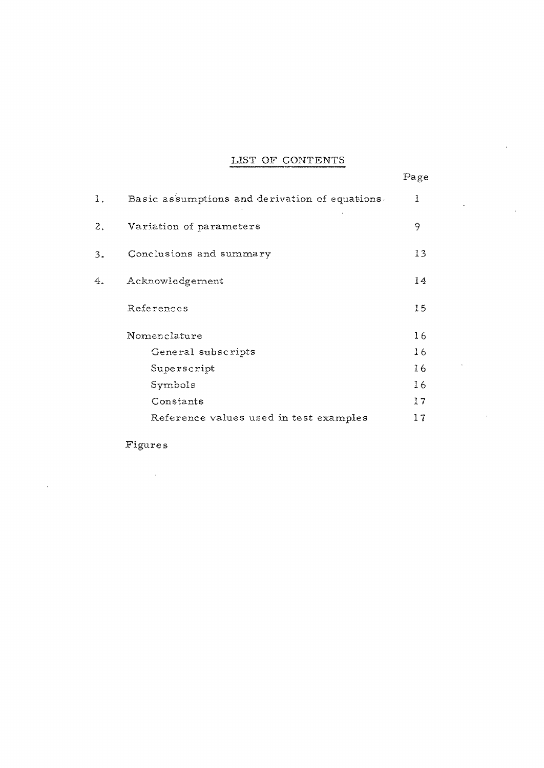## LIST OF CONTENTS

| | | Page |
|---|---|---|
| 1. | Basic assumptions and derivation of equations | 1 |
| 2. | Variation of parameters | 9 |
| 3. | Conclusions and summary | 13 |
| 4. | Acknowledgement | 14 |
| | References | 15 |
| | Nomenclature | 16 |
| | General subscripts | 16 |
| | Superscript | 16 |
| | Symbols | 16 |
| | Constants | 17 |
| | Reference values used in test examples | 17 |

Figures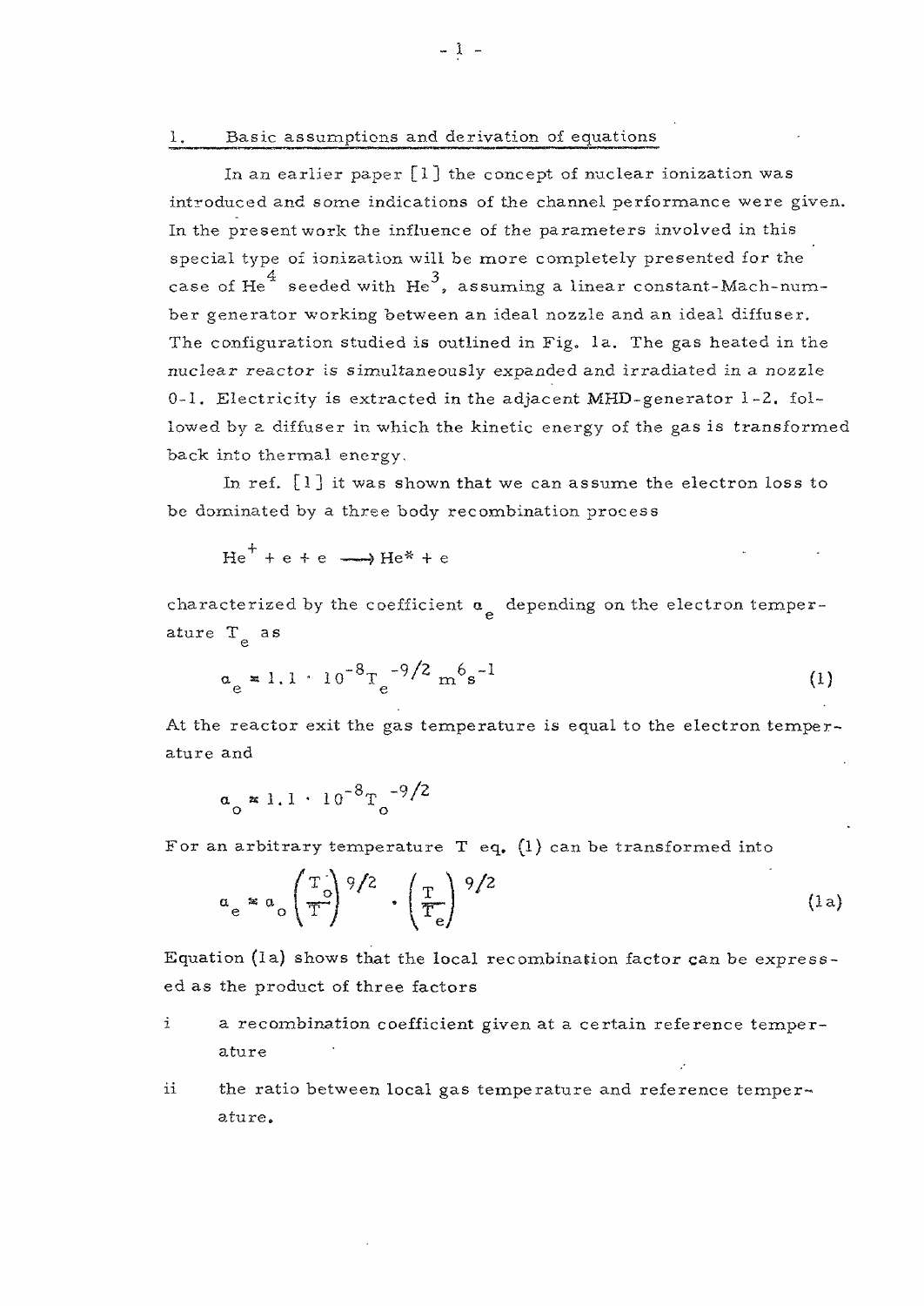## 1. Basic assumptions and derivation of equations

In an earlier paper [1] the concept of nuclear ionization was introduced and some indications of the channel performance were given. In the present work the influence of the parameters involved in this special type of ionization will be more completely presented for the case of $He^4$ seeded with $He^3$, assuming a linear constant-Mach-number generator working between an ideal nozzle and an ideal diffuser. The configuration studied is outlined in Fig. 1a. The gas heated in the nuclear reactor is simultaneously expanded and irradiated in a nozzle 0-1. Electricity is extracted in the adjacent MHD-generator 1-2, followed by a diffuser in which the kinetic energy of the gas is transformed back into thermal energy.

In ref. [1] it was shown that we can assume the electron loss to be dominated by a three body recombination process

$$He^+ + e + e \longrightarrow He^* + e$$

characterized by the coefficient $\alpha_e$ depending on the electron temperature $T_e$ as

$$\alpha_e \approx 1.1 \cdot 10^{-8} T_e^{-9/2} \ m^6 s^{-1} \tag{1}$$

At the reactor exit the gas temperature is equal to the electron temperature and

$$\alpha_o \approx 1.1 \cdot 10^{-8} T_o^{-9/2}$$

For an arbitrary temperature T eq. (1) can be transformed into

$$\alpha_e \approx \alpha_o \left(\frac{T_o}{T}\right)^{9/2} \cdot \left(\frac{T}{T_e}\right)^{9/2} \tag{1a}$$

Equation (1a) shows that the local recombination factor can be expressed as the product of three factors

i a recombination coefficient given at a certain reference temperature

ii the ratio between local gas temperature and reference temperature.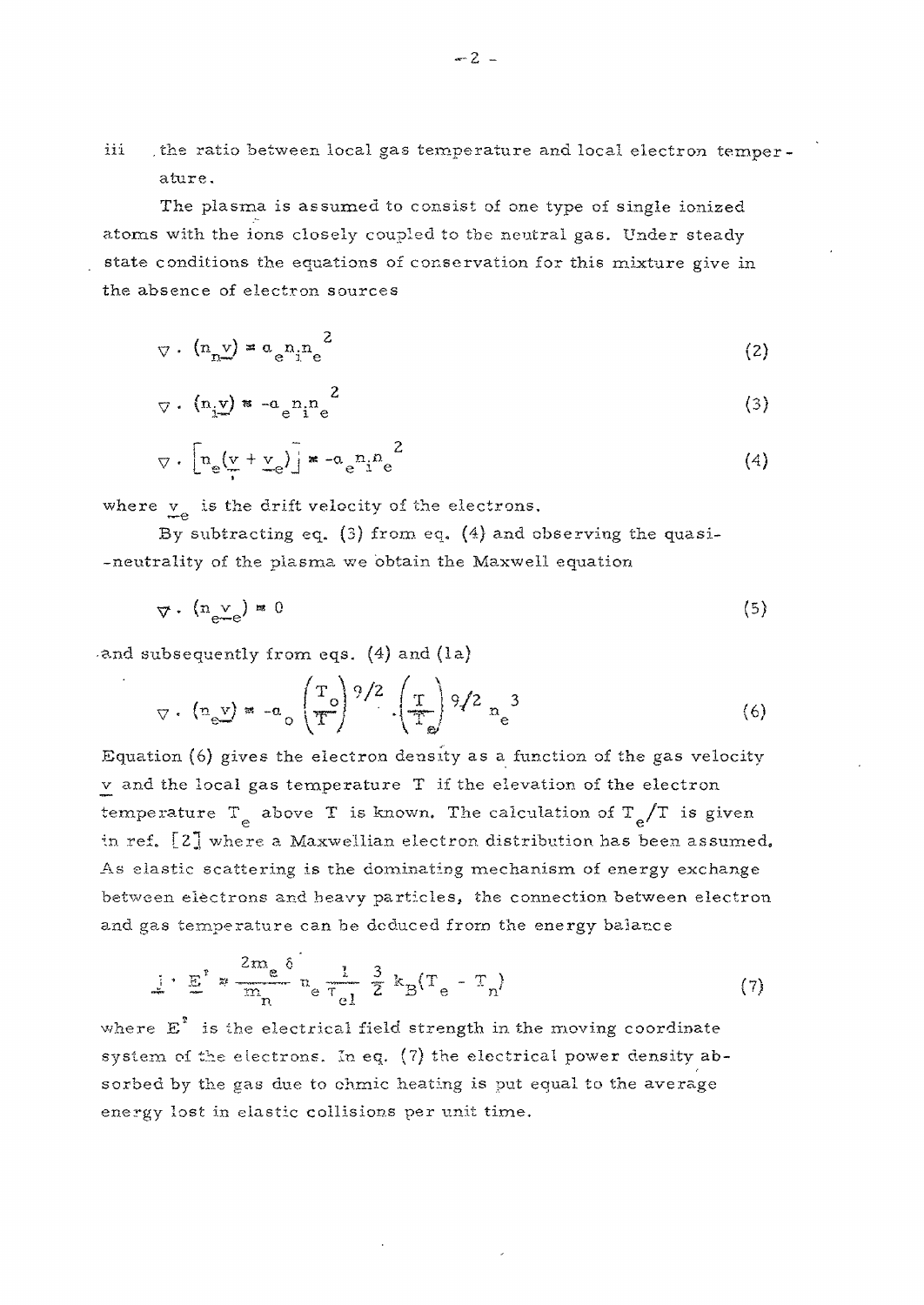iii the ratio between local gas temperature and local electron temperature.

The plasma is assumed to consist of one type of single ionized atoms with the ions closely coupled to the neutral gas. Under steady state conditions the equations of conservation for this mixture give in the absence of electron sources

$$\nabla \cdot (n_n \underline{v}) = \alpha_e n_i n_e^2 \tag{2}$$

$$\nabla \cdot (n_i \underline{v}) = -\alpha_e n_i n_e^2 \tag{3}$$

$$\nabla \cdot \left[ n_e (\underline{v} + \underline{v}_e) \right] = -\alpha_e n_i n_e^2 \tag{4}$$

where $\underline{v}_e$ is the drift velocity of the electrons.

By subtracting eq. (3) from eq. (4) and observing the quasi-neutrality of the plasma we obtain the Maxwell equation

$$\nabla \cdot (n_e \underline{v}_e) = 0 \tag{5}$$

and subsequently from eqs. (4) and (1a)

$$\nabla \cdot (n_e \underline{v}) = -\alpha_o \left( \frac{T_o}{T} \right)^{9/2} \cdot \left( \frac{T}{T_e} \right)^{9/2} n_e^3 \tag{6}$$

Equation (6) gives the electron density as a function of the gas velocity $\underline{v}$ and the local gas temperature $T$ if the elevation of the electron temperature $T_e$ above $T$ is known. The calculation of $T_e/T$ is given in ref. [2] where a Maxwellian electron distribution has been assumed. As elastic scattering is the dominating mechanism of energy exchange between electrons and heavy particles, the connection between electron and gas temperature can be deduced from the energy balance

$$\underline{j} \cdot \underline{E}' = \frac{2 m_e \delta}{m_n} n_e \frac{1}{\tau_{el}} \frac{3}{2} k_B (T_e - T_n) \tag{7}$$

where $E'$ is the electrical field strength in the moving coordinate system of the electrons. In eq. (7) the electrical power density absorbed by the gas due to ohmic heating is put equal to the average energy lost in elastic collisions per unit time.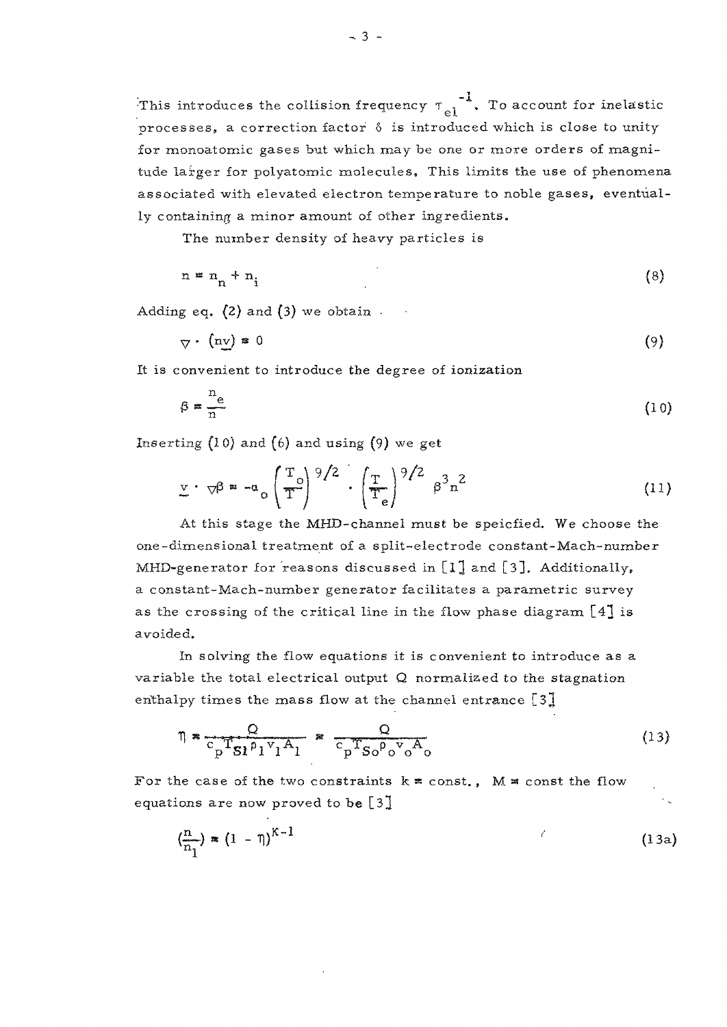This introduces the collision frequency $\tau_{el}^{-1}$. To account for inelastic processes, a correction factor $\delta$ is introduced which is close to unity for monoatomic gases but which may be one or more orders of magnitude larger for polyatomic molecules. This limits the use of phenomena associated with elevated electron temperature to noble gases, eventually containing a minor amount of other ingredients.

The number density of heavy particles is

$$n = n_n + n_i \tag{8}$$

Adding eq. (2) and (3) we obtain

$$\nabla \cdot (n\underline{v}) = 0 \tag{9}$$

It is convenient to introduce the degree of ionization

$$\beta = \frac{n_e}{n} \tag{10}$$

Inserting (10) and (6) and using (9) we get

$$\underline{v} \cdot \nabla\beta = -a_o \left(\frac{T_o}{T}\right)^{9/2} \cdot \left(\frac{T}{T_e}\right)^{9/2} \beta^3 n^2 \tag{11}$$

At this stage the MHD-channel must be speicfied. We choose the one-dimensional treatment of a split-electrode constant-Mach-number MHD-generator for reasons discussed in [1] and [3]. Additionally, a constant-Mach-number generator facilitates a parametric survey as the crossing of the critical line in the flow phase diagram [4] is avoided.

In solving the flow equations it is convenient to introduce as a variable the total electrical output Q normalized to the stagnation enthalpy times the mass flow at the channel entrance [3]

$$\eta = \frac{Q}{c_p T_{S1} \rho_1 v_1 A_1} \approx \frac{Q}{c_p T_{So} \rho_o v_o A_o} \tag{13}$$

For the case of the two constraints $k =$ const., $M =$ const the flow equations are now proved to be [3]

$$\left(\frac{n}{n_1}\right) = (1 - \eta)^{K-1} \tag{13a}$$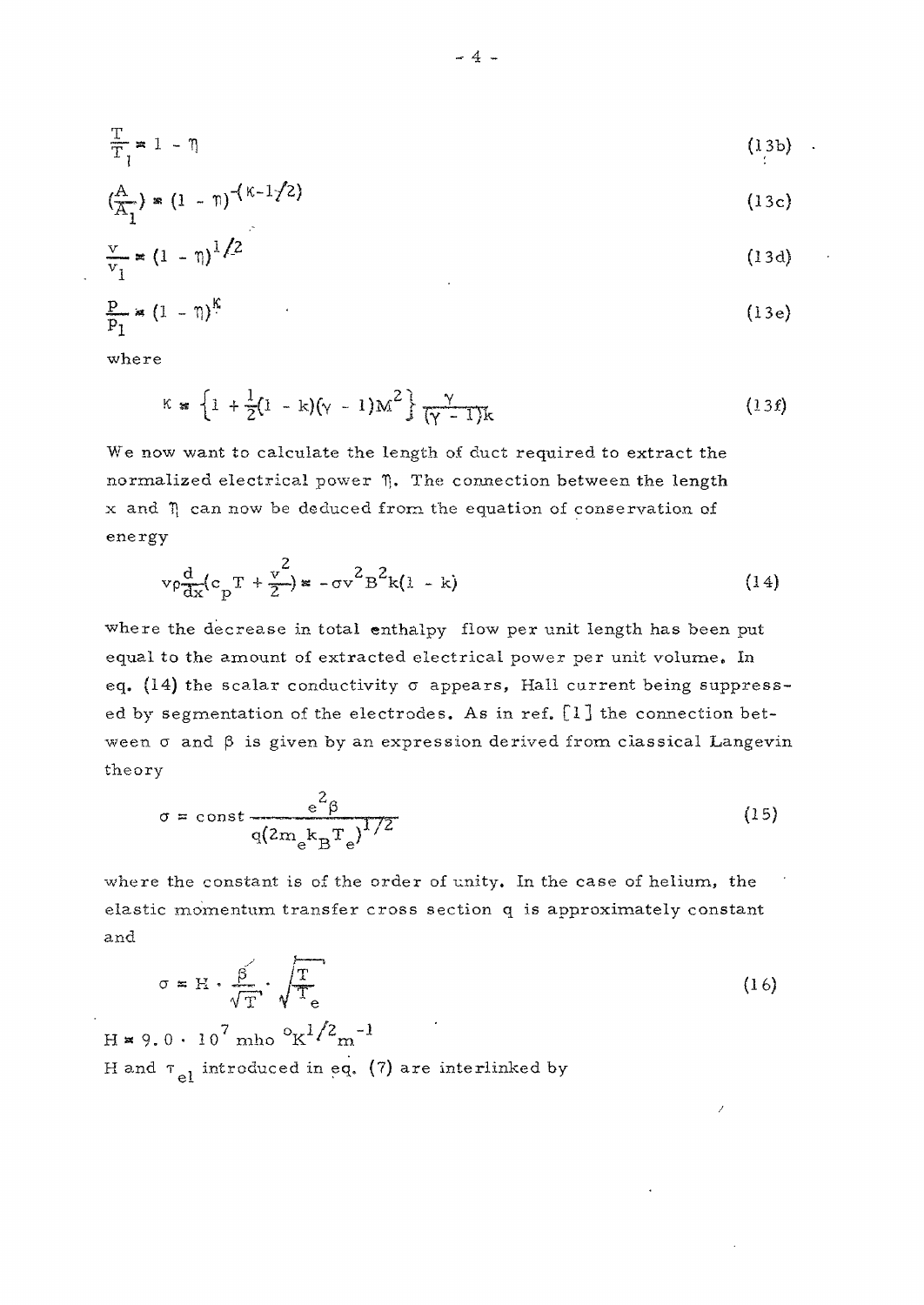$$\frac{T}{T_1} = 1 - \eta \tag{13b}$$

$$\left(\frac{A}{A_1}\right) = (1 - \eta)^{-(\kappa - 1/2)} \tag{13c}$$

$$\frac{v}{v_1} = (1 - \eta)^{1/2} \tag{13d}$$

$$\frac{p}{p_1} = (1 - \eta)^{\kappa} \tag{13e}$$

where

$$\kappa = \left\{1 + \frac{1}{2}(1 - k)(\gamma - 1)M^2\right\} \frac{\gamma}{(\gamma - 1)k} \tag{13f}$$

We now want to calculate the length of duct required to extract the normalized electrical power $\eta$. The connection between the length $x$ and $\eta$ can now be deduced from the equation of conservation of energy

$$v\rho \frac{d}{dx}\left(c_p T + \frac{v^2}{2}\right) = -\sigma v^2 B^2 k(1 - k) \tag{14}$$

where the decrease in total enthalpy flow per unit length has been put equal to the amount of extracted electrical power per unit volume. In eq. (14) the scalar conductivity $\sigma$ appears, Hall current being suppressed by segmentation of the electrodes. As in ref. [1] the connection between $\sigma$ and $\beta$ is given by an expression derived from classical Langevin theory

$$\sigma = \text{const} \frac{e^2 \beta}{q(2m_e k_B T_e)^{1/2}} \tag{15}$$

where the constant is of the order of unity. In the case of helium, the elastic momentum transfer cross section $q$ is approximately constant and

$$\sigma = H \cdot \frac{\beta}{\sqrt{T}} \cdot \sqrt{\frac{T}{T_e}} \tag{16}$$

$H = 9.0 \cdot 10^7$ mho $^{\circ}K^{1/2} m^{-1}$

$H$ and $\tau_{el}$ introduced in eq. (7) are interlinked by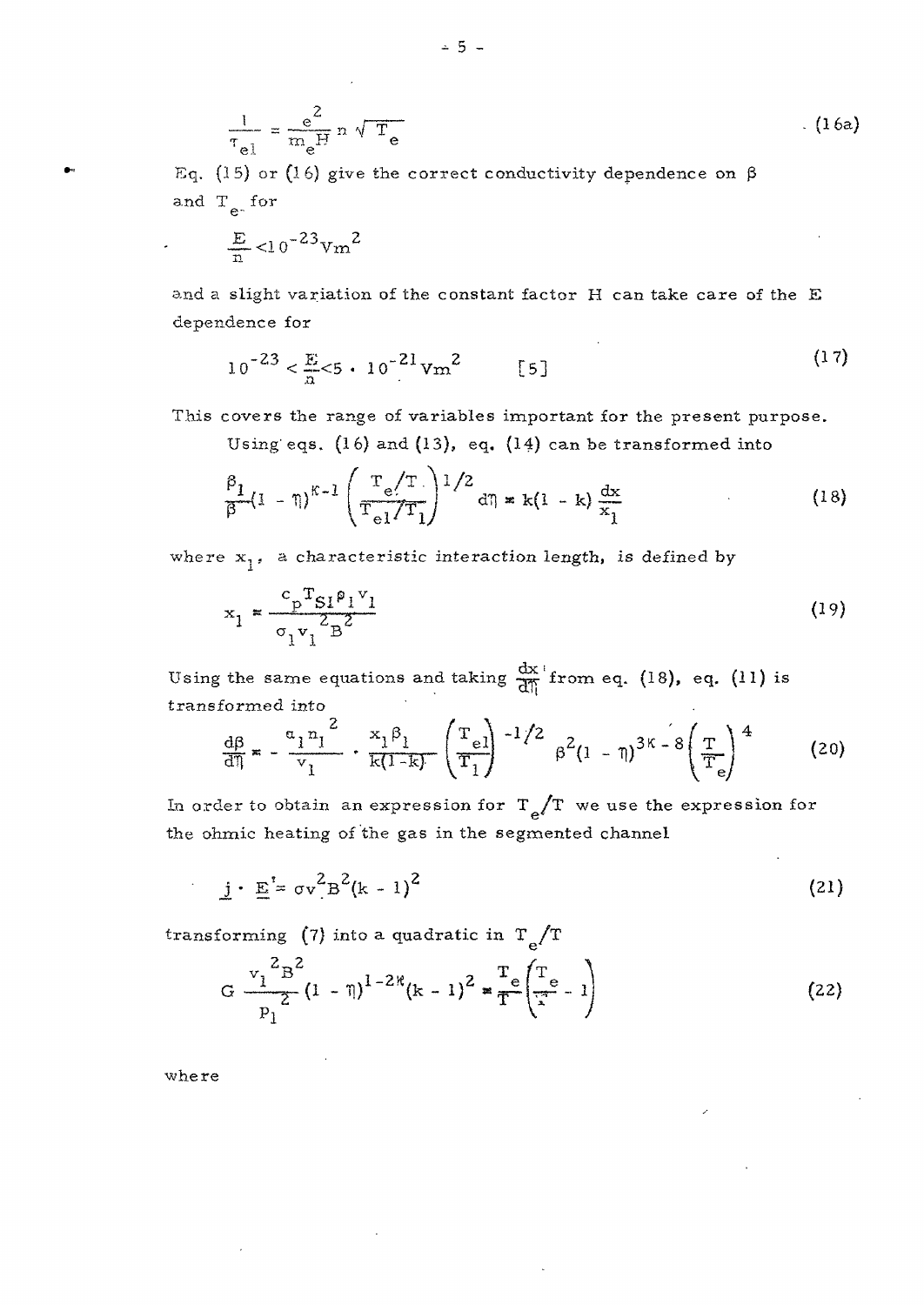$$\frac{1}{\tau_{el}} = \frac{e^2}{m_e H} n \sqrt{T_e} \tag{16a}$$

Eq. (15) or (16) give the correct conductivity dependence on $\beta$ and $T_e$ for

$$\frac{E}{n} < 10^{-23} \mathrm{Vm}^2$$

and a slight variation of the constant factor H can take care of the E dependence for

$$10^{-23} < \frac{E}{n} < 5 \cdot 10^{-21} \mathrm{Vm}^2 \qquad [5] \tag{17}$$

This covers the range of variables important for the present purpose.

Using eqs. (16) and (13), eq. (14) can be transformed into

$$\frac{\beta_1}{\beta}(1 - \eta)^{\kappa - 1} \left( \frac{T_e/T}{T_{el}/T_1} \right)^{1/2} d\eta = k(1 - k) \frac{dx}{x_1} \tag{18}$$

where $x_1$, a characteristic interaction length, is defined by

$$x_1 = \frac{c_p T_{S1} \rho_1 v_1}{\sigma_1 v_1^2 B^2} \tag{19}$$

Using the same equations and taking $\frac{dx}{d\eta}$ from eq. (18), eq. (11) is transformed into

$$\frac{d\beta}{d\eta} = - \frac{\alpha_1 n_1^2}{v_1} \cdot \frac{x_1 \beta_1}{k(1-k)} \left( \frac{T_{el}}{T_1} \right)^{-1/2} \beta^2 (1 - \eta)^{3\kappa - 8} \left( \frac{T}{T_e} \right)^4 \tag{20}$$

In order to obtain an expression for $T_e/T$ we use the expression for the ohmic heating of the gas in the segmented channel

$$\underline{j} \cdot \underline{E}' = \sigma v^2 B^2 (k - 1)^2 \tag{21}$$

transforming (7) into a quadratic in $T_e/T$

$$G \frac{v_1^2 B^2}{p_1^2} (1 - \eta)^{1 - 2\kappa} (k - 1)^2 = \frac{T_e}{T} \left( \frac{T_e}{T} - 1 \right) \tag{22}$$

where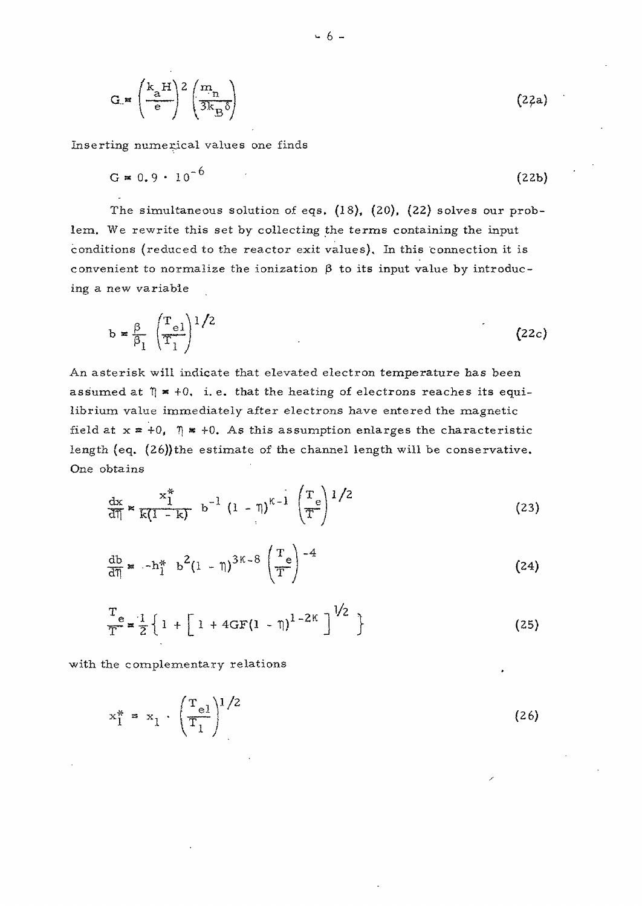$$G = \left(\frac{k_a H}{e}\right)^2 \left(\frac{m_n}{3k_B \delta}\right) \tag{22a}$$

Inserting numerical values one finds

$$G = 0.9 \cdot 10^{-6} \tag{22b}$$

The simultaneous solution of eqs. (18), (20), (22) solves our problem. We rewrite this set by collecting the terms containing the input conditions (reduced to the reactor exit values). In this connection it is convenient to normalize the ionization $\beta$ to its input value by introducing a new variable

$$b = \frac{\beta}{\beta_1} \left(\frac{T_{e1}}{T_1}\right)^{1/2} \tag{22c}$$

An asterisk will indicate that elevated electron temperature has been assumed at $\eta = +0$, i.e. that the heating of electrons reaches its equilibrium value immediately after electrons have entered the magnetic field at $x = +0$, $\eta = +0$. As this assumption enlarges the characteristic length (eq. (26)) the estimate of the channel length will be conservative. One obtains

$$\frac{dx}{d\eta} = \frac{x_1^*}{k(1-k)} \; b^{-1} \, (1-\eta)^{\kappa-1} \left(\frac{T_e}{T}\right)^{1/2} \tag{23}$$

$$\frac{db}{d\eta} = -h_1^* \; b^2 (1-\eta)^{3\kappa-8} \left(\frac{T_e}{T}\right)^{-4} \tag{24}$$

$$\frac{T_e}{T} = \frac{1}{2}\left\{ 1 + \left[ 1 + 4GF(1-\eta)^{1-2\kappa} \right]^{1/2} \right\} \tag{25}$$

with the complementary relations

$$x_1^* = x_1 \cdot \left(\frac{T_{e1}}{T_1}\right)^{1/2} \tag{26}$$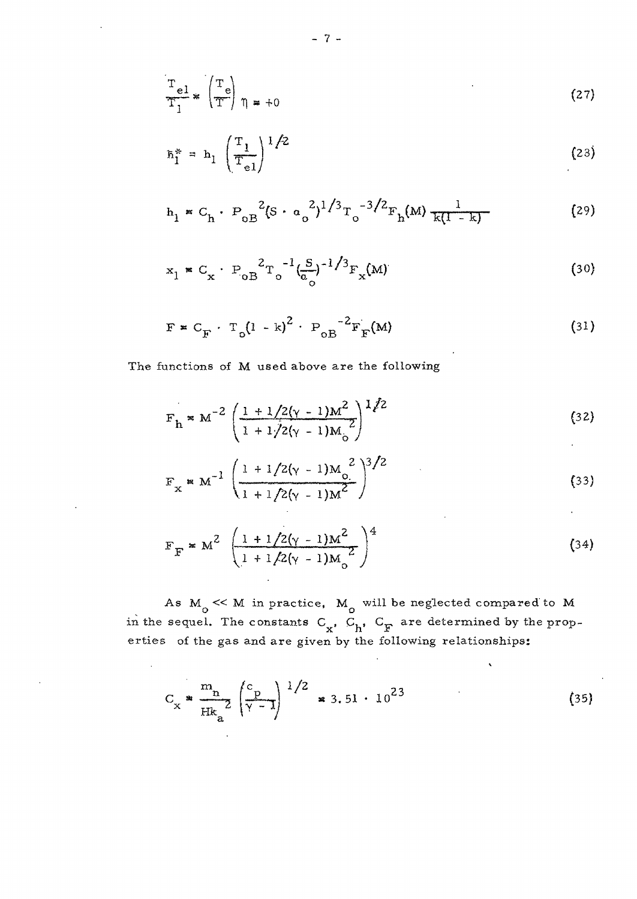$$\frac{T_{e1}}{T_1} = \left(\frac{T_e}{T}\right)_{\eta = +0} \tag{27}$$

$$h_1^* = h_1 \left(\frac{T_1}{T_{e1}}\right)^{1/2} \tag{28}$$

$$h_1 = C_h \cdot P_{oB}{}^2 (S \cdot a_o{}^2)^{1/3} T_o{}^{-3/2} F_h(M) \frac{1}{k(1-k)} \tag{29}$$

$$x_1 = C_x \cdot P_{oB}{}^2 T_o{}^{-1} \left(\frac{S}{a_o}\right)^{-1/3} F_x(M) \tag{30}$$

$$F = C_F \cdot T_o (1-k)^2 \cdot P_{oB}{}^{-2} F_F(M) \tag{31}$$

The functions of M used above are the following

$$F_h = M^{-2} \left(\frac{1 + 1/2(\gamma - 1)M^2}{1 + 1/2(\gamma - 1)M_o{}^2}\right)^{1/2} \tag{32}$$

$$F_x = M^{-1} \left(\frac{1 + 1/2(\gamma - 1)M_o{}^2}{1 + 1/2(\gamma - 1)M^2}\right)^{3/2} \tag{33}$$

$$F_F = M^2 \left(\frac{1 + 1/2(\gamma - 1)M^2}{1 + 1/2(\gamma - 1)M_o{}^2}\right)^4 \tag{34}$$

As $M_o \ll M$ in practice, $M_o$ will be neglected compared to M in the sequel. The constants $C_x$, $C_h$, $C_F$ are determined by the properties of the gas and are given by the following relationships:

$$C_x = \frac{m_n}{Hk_a{}^2} \left(\frac{c_p}{\gamma - 1}\right)^{1/2} = 3.51 \cdot 10^{23} \tag{35}$$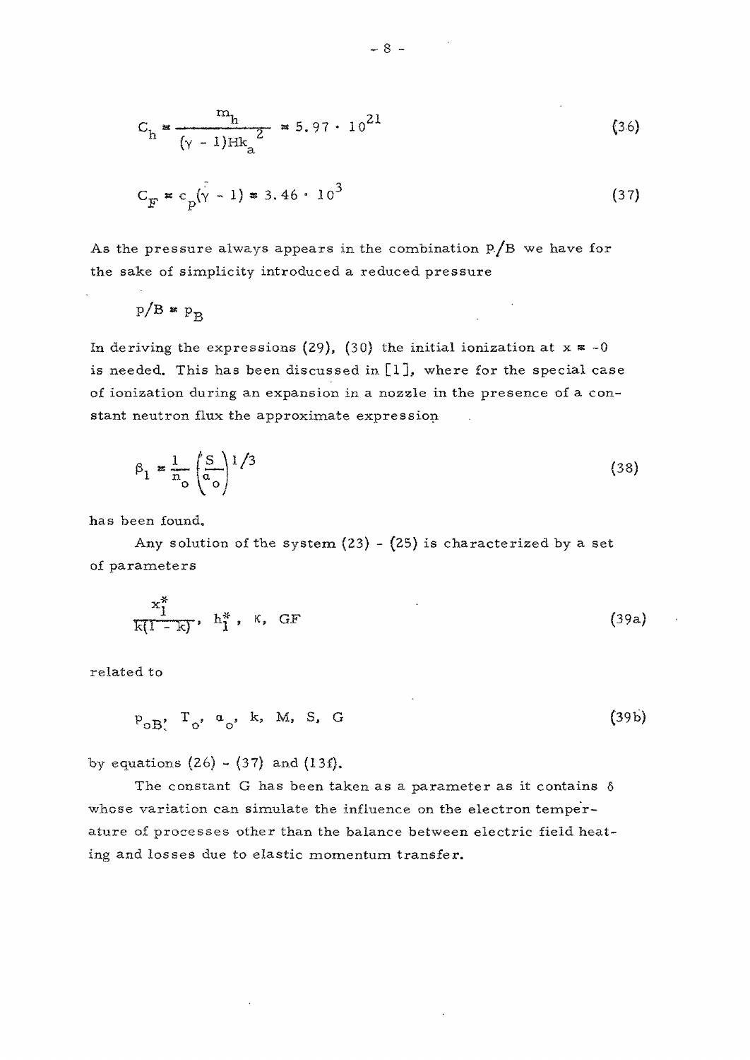$$C_h = \frac{m_h}{(\gamma - 1)Hk_a^2} = 5.97 \cdot 10^{21} \tag{36}$$

$$C_F = c_p(\gamma - 1) = 3.46 \cdot 10^3 \tag{37}$$

As the pressure always appears in the combination $p/B$ we have for the sake of simplicity introduced a reduced pressure

$$p/B = p_B$$

In deriving the expressions (29), (30) the initial ionization at $x = -0$ is needed. This has been discussed in [1], where for the special case of ionization during an expansion in a nozzle in the presence of a constant neutron flux the approximate expression

$$\beta_1 = \frac{1}{n_o}\left(\frac{S}{\alpha_o}\right)^{1/3} \tag{38}$$

has been found.

Any solution of the system (23) - (25) is characterized by a set of parameters

$$\frac{x_1^*}{k(1-k)},\ h_1^*,\ \kappa,\ GF \tag{39a}$$

related to

$$p_{oB},\ T_o,\ \alpha_o,\ k,\ M,\ S,\ G \tag{39b}$$

by equations (26) - (37) and (13f).

The constant G has been taken as a parameter as it contains $\delta$ whose variation can simulate the influence on the electron temperature of processes other than the balance between electric field heating and losses due to elastic momentum transfer.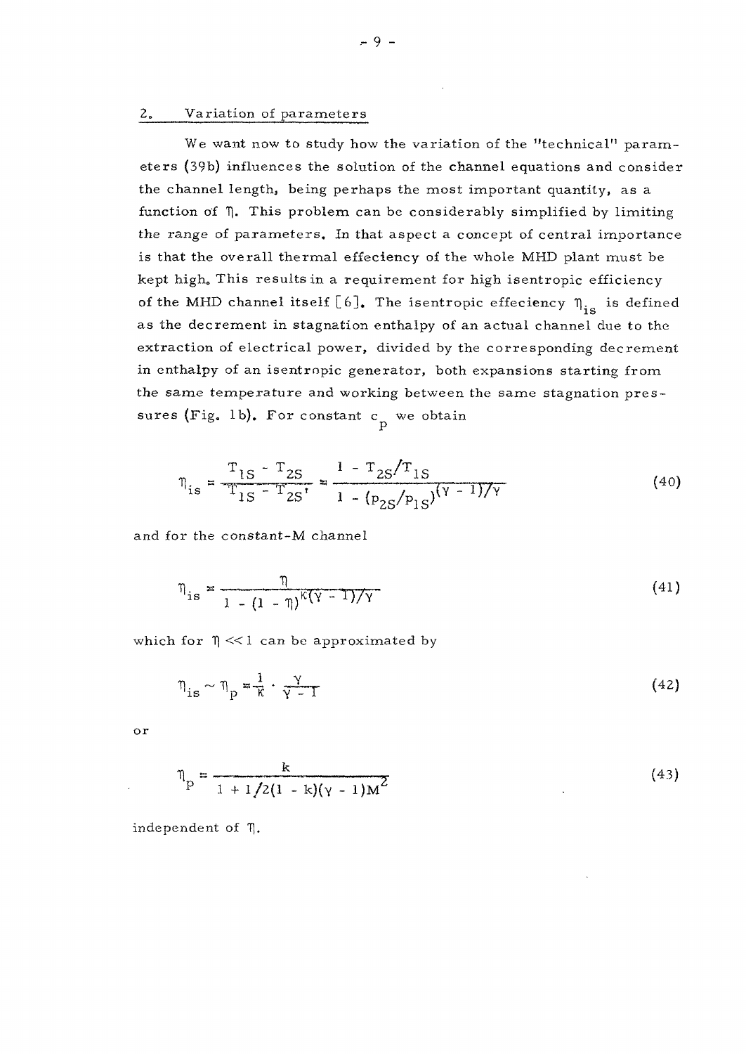## 2. Variation of parameters

We want now to study how the variation of the "technical" parameters (39b) influences the solution of the channel equations and consider the channel length, being perhaps the most important quantity, as a function of $\eta$. This problem can be considerably simplified by limiting the range of parameters. In that aspect a concept of central importance is that the overall thermal effeciency of the whole MHD plant must be kept high. This results in a requirement for high isentropic efficiency of the MHD channel itself [6]. The isentropic effeciency $\eta_{is}$ is defined as the decrement in stagnation enthalpy of an actual channel due to the extraction of electrical power, divided by the corresponding decrement in enthalpy of an isentropic generator, both expansions starting from the same temperature and working between the same stagnation pressures (Fig. 1b). For constant $c_p$ we obtain

$$\eta_{is} = \frac{T_{1S} - T_{2S}}{T_{1S} - T_{2S}'} = \frac{1 - T_{2S}/T_{1S}}{1 - (p_{2S}/p_{1S})^{(\gamma - 1)/\gamma}} \tag{40}$$

and for the constant-M channel

$$\eta_{is} = \frac{\eta}{1 - (1 - \eta)^{\kappa(\gamma - 1)/\gamma}} \tag{41}$$

which for $\eta \ll 1$ can be approximated by

$$\eta_{is} \sim \eta_p = \frac{1}{\kappa} \cdot \frac{\gamma}{\gamma - 1} \tag{42}$$

or

$$\eta_p = \frac{k}{1 + 1/2(1 - k)(\gamma - 1)M^2} \tag{43}$$

independent of $\eta$.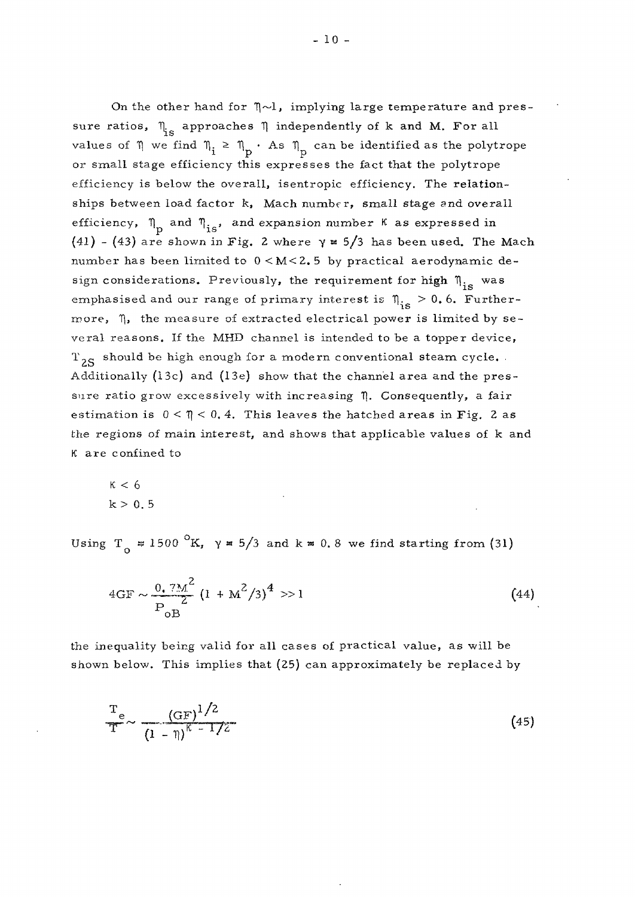On the other hand for $\eta \sim 1$, implying large temperature and pressure ratios, $\eta_{is}$ approaches $\eta$ independently of k and M. For all values of $\eta$ we find $\eta_i \geq \eta_p$. As $\eta_p$ can be identified as the polytrope or small stage efficiency this expresses the fact that the polytrope efficiency is below the overall, isentropic efficiency. The relationships between load factor k, Mach number, small stage and overall efficiency, $\eta_p$ and $\eta_{is}$, and expansion number $\kappa$ as expressed in (41) - (43) are shown in Fig. 2 where $\gamma = 5/3$ has been used. The Mach number has been limited to $0 < M < 2.5$ by practical aerodynamic design considerations. Previously, the requirement for high $\eta_{is}$ was emphasised and our range of primary interest is $\eta_{is} > 0.6$. Furthermore, $\eta$, the measure of extracted electrical power is limited by several reasons. If the MHD channel is intended to be a topper device, $T_{2S}$ should be high enough for a modern conventional steam cycle. Additionally (13c) and (13e) show that the channel area and the pressure ratio grow excessively with increasing $\eta$. Consequently, a fair estimation is $0 < \eta < 0.4$. This leaves the hatched areas in Fig. 2 as the regions of main interest, and shows that applicable values of k and $\kappa$ are confined to

$$\kappa < 6$$
$$k > 0.5$$

Using $T_o = 1500\ ^{o}K$, $\gamma = 5/3$ and $k = 0.8$ we find starting from (31)

$$4GF \sim \frac{0.7M^2}{P_{oB}^{\ 2}} (1 + M^2/3)^4 >> 1 \tag{44}$$

the inequality being valid for all cases of practical value, as will be shown below. This implies that (25) can approximately be replaced by

$$\frac{T_e}{T} \sim \frac{(GF)^{1/2}}{(1 - \eta)^{\kappa - 1/2}} \tag{45}$$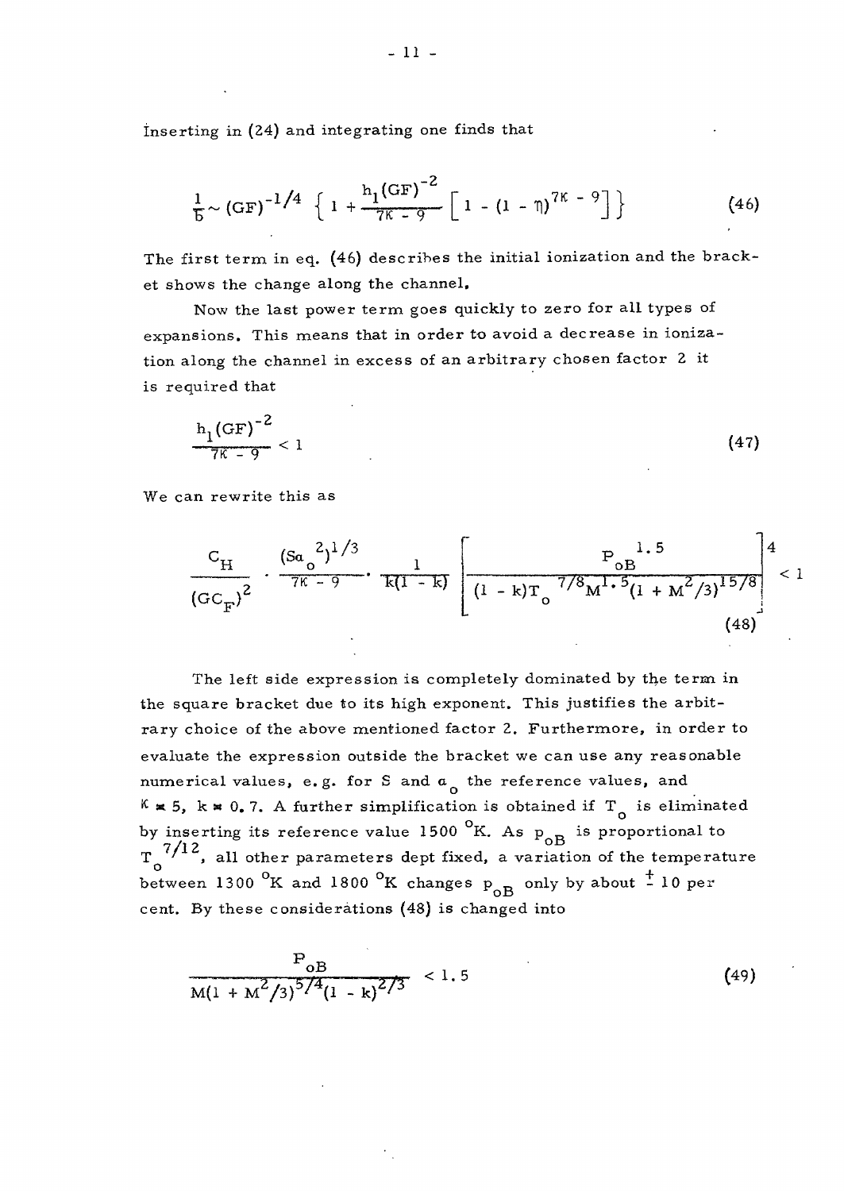Inserting in (24) and integrating one finds that

$$\frac{1}{b} \sim (GF)^{-1/4} \left\{ 1 + \frac{h_1 (GF)^{-2}}{7\kappa - 9} \left[ 1 - (1 - \eta)^{7\kappa - 9} \right] \right\} \tag{46}$$

The first term in eq. (46) describes the initial ionization and the bracket shows the change along the channel.

Now the last power term goes quickly to zero for all types of expansions. This means that in order to avoid a decrease in ionization along the channel in excess of an arbitrary chosen factor 2 it is required that

$$\frac{h_1 (GF)^{-2}}{7\kappa - 9} < 1 \tag{47}$$

We can rewrite this as

$$\frac{C_H}{(GC_F)^2} \cdot \frac{(S\alpha_o^{\;2})^{1/3}}{7\kappa - 9} \cdot \frac{1}{k(1 - k)} \left[ \frac{p_{oB}^{\;1.5}}{(1 - k) T_o^{\;7/8} M^{1.5} (1 + M^2/3)^{15/8}} \right]^4 < 1 \tag{48}$$

The left side expression is completely dominated by the term in the square bracket due to its high exponent. This justifies the arbitrary choice of the above mentioned factor 2. Furthermore, in order to evaluate the expression outside the bracket we can use any reasonable numerical values, e.g. for $S$ and $\alpha_o$ the reference values, and $\kappa \approx 5$, $k \approx 0.7$. A further simplification is obtained if $T_o$ is eliminated by inserting its reference value 1500 $^o$K. As $p_{oB}$ is proportional to $T_o^{\;7/12}$, all other parameters dept fixed, a variation of the temperature between 1300 $^o$K and 1800 $^o$K changes $p_{oB}$ only by about $\pm$ 10 per cent. By these considerations (48) is changed into

$$\frac{p_{oB}}{M(1 + M^2/3)^{5/4} (1 - k)^{2/3}} < 1.5 \tag{49}$$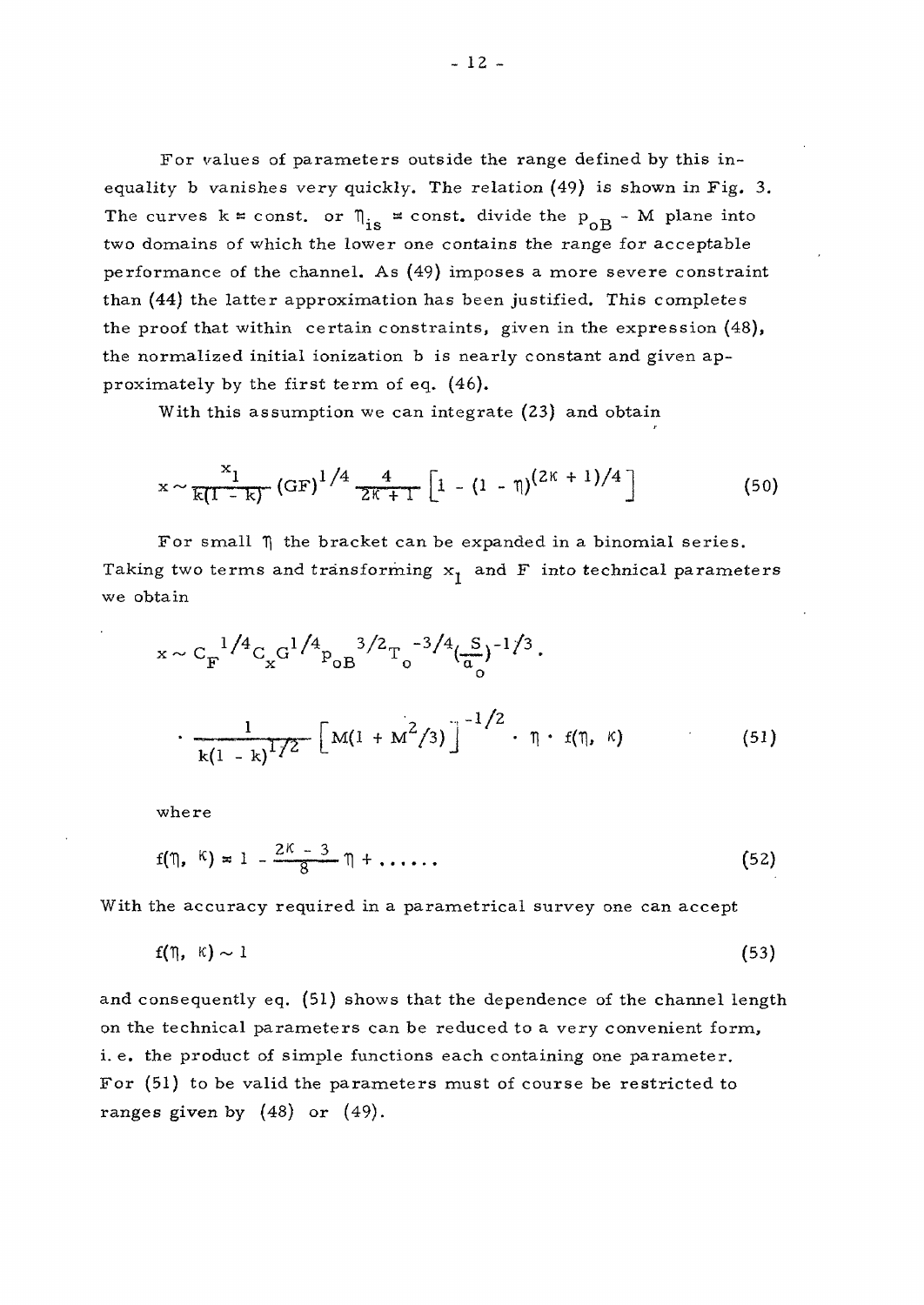For values of parameters outside the range defined by this inequality b vanishes very quickly. The relation (49) is shown in Fig. 3. The curves k = const. or $\eta_{is}$ = const. divide the $p_{oB}$ - M plane into two domains of which the lower one contains the range for acceptable performance of the channel. As (49) imposes a more severe constraint than (44) the latter approximation has been justified. This completes the proof that within certain constraints, given in the expression (48), the normalized initial ionization b is nearly constant and given approximately by the first term of eq. (46).

With this assumption we can integrate (23) and obtain

$$x \sim \frac{x_1}{k(1-k)} (GF)^{1/4} \frac{4}{2\kappa + 1} \left[ 1 - (1 - \eta)^{(2\kappa + 1)/4} \right] \tag{50}$$

For small $\eta$ the bracket can be expanded in a binomial series. Taking two terms and transforming $x_1$ and F into technical parameters we obtain

$$x \sim C_F^{\ 1/4} C_x G^{1/4} p_{oB}^{\ 3/2} T_o^{\ -3/4} \left(\frac{S}{a_o}\right)^{-1/3} \cdot \frac{1}{k(1-k)^{1/2}} \left[ M(1 + M^2/3) \right]^{-1/2} \cdot \eta \cdot f(\eta, \kappa) \tag{51}$$

where

$$f(\eta, \kappa) = 1 - \frac{2\kappa - 3}{8} \eta + \ldots\ldots \tag{52}$$

With the accuracy required in a parametrical survey one can accept

$$f(\eta, \kappa) \sim 1 \tag{53}$$

and consequently eq. (51) shows that the dependence of the channel length on the technical parameters can be reduced to a very convenient form, i.e. the product of simple functions each containing one parameter. For (51) to be valid the parameters must of course be restricted to ranges given by (48) or (49).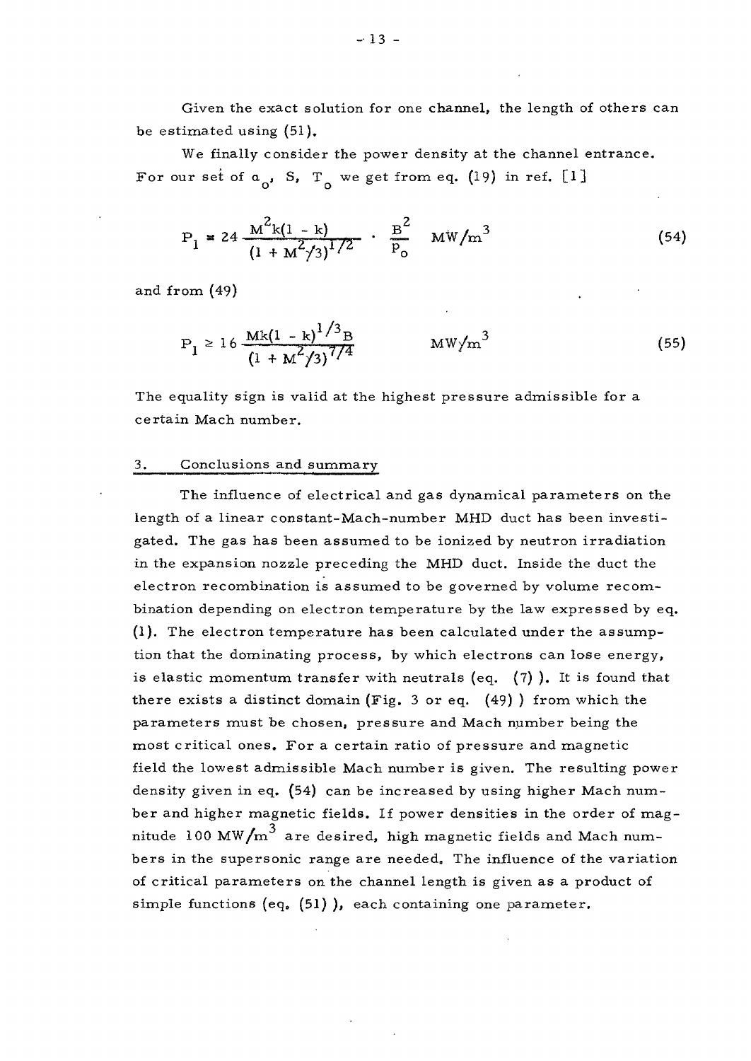Given the exact solution for one channel, the length of others can be estimated using (51).

We finally consider the power density at the channel entrance. For our set of $\alpha_o$, S, $T_o$ we get from eq. (19) in ref. [1]

$$P_1 \approx 24 \frac{M^2 k(1-k)}{(1+M^2/3)^{1/2}} \cdot \frac{B^2}{p_o} \quad MW/m^3 \tag{54}$$

and from (49)

$$P_1 \geq 16 \frac{M k (1-k)^{1/3} B}{(1+M^2/3)^{7/4}} \quad MW/m^3 \tag{55}$$

The equality sign is valid at the highest pressure admissible for a certain Mach number.

## 3. Conclusions and summary

The influence of electrical and gas dynamical parameters on the length of a linear constant-Mach-number MHD duct has been investigated. The gas has been assumed to be ionized by neutron irradiation in the expansion nozzle preceding the MHD duct. Inside the duct the electron recombination is assumed to be governed by volume recombination depending on electron temperature by the law expressed by eq. (1). The electron temperature has been calculated under the assumption that the dominating process, by which electrons can lose energy, is elastic momentum transfer with neutrals (eq. (7)). It is found that there exists a distinct domain (Fig. 3 or eq. (49)) from which the parameters must be chosen, pressure and Mach number being the most critical ones. For a certain ratio of pressure and magnetic field the lowest admissible Mach number is given. The resulting power density given in eq. (54) can be increased by using higher Mach number and higher magnetic fields. If power densities in the order of magnitude 100 $MW/m^3$ are desired, high magnetic fields and Mach numbers in the supersonic range are needed. The influence of the variation of critical parameters on the channel length is given as a product of simple functions (eq. (51)), each containing one parameter.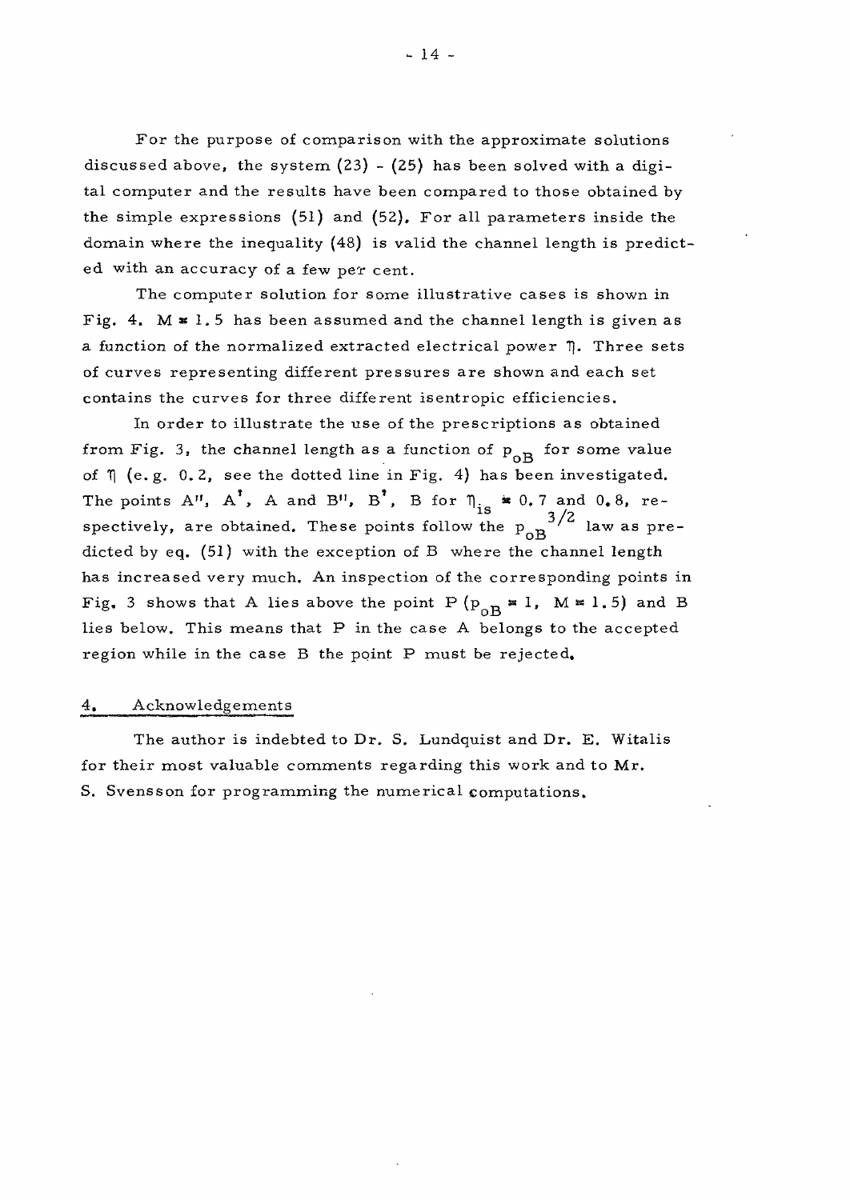For the purpose of comparison with the approximate solutions discussed above, the system (23) - (25) has been solved with a digital computer and the results have been compared to those obtained by the simple expressions (51) and (52). For all parameters inside the domain where the inequality (48) is valid the channel length is predicted with an accuracy of a few per cent.

The computer solution for some illustrative cases is shown in Fig. 4. $M = 1.5$ has been assumed and the channel length is given as a function of the normalized extracted electrical power $\eta$. Three sets of curves representing different pressures are shown and each set contains the curves for three different isentropic efficiencies.

In order to illustrate the use of the prescriptions as obtained from Fig. 3, the channel length as a function of $p_{oB}$ for some value of $\eta$ (e.g. 0.2, see the dotted line in Fig. 4) has been investigated. The points A'', A', A and B'', B', B for $\eta_{is} = 0.7$ and 0.8, respectively, are obtained. These points follow the $p_{oB}^{3/2}$ law as predicted by eq. (51) with the exception of B where the channel length has increased very much. An inspection of the corresponding points in Fig. 3 shows that A lies above the point P ($p_{oB} = 1$, $M = 1.5$) and B lies below. This means that P in the case A belongs to the accepted region while in the case B the point P must be rejected.

## 4. Acknowledgements

The author is indebted to Dr. S. Lundquist and Dr. E. Witalis for their most valuable comments regarding this work and to Mr. S. Svensson for programming the numerical computations.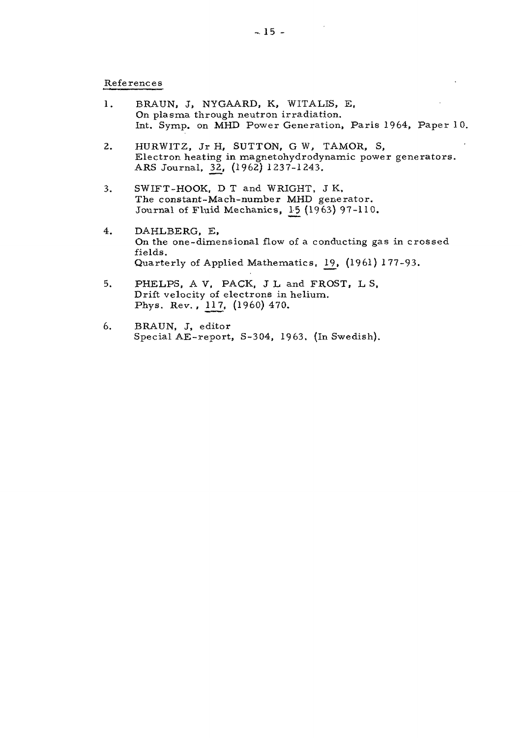## References

1. BRAUN, J, NYGAARD, K, WITALIS, E,
   On plasma through neutron irradiation.
   Int. Symp. on MHD Power Generation, Paris 1964, Paper 10.

2. HURWITZ, Jr H, SUTTON, G W, TAMOR, S,
   Electron heating in magnetohydrodynamic power generators.
   ARS Journal, 32, (1962) 1237-1243.

3. SWIFT-HOOK, D T and WRIGHT, J K,
   The constant-Mach-number MHD generator.
   Journal of Fluid Mechanics, 15 (1963) 97-110.

4. DAHLBERG, E,
   On the one-dimensional flow of a conducting gas in crossed fields.
   Quarterly of Applied Mathematics, 19, (1961) 177-93.

5. PHELPS, A V, PACK, J L and FROST, L S,
   Drift velocity of electrons in helium.
   Phys. Rev., 117, (1960) 470.

6. BRAUN, J, editor
   Special AE-report, S-304, 1963. (In Swedish).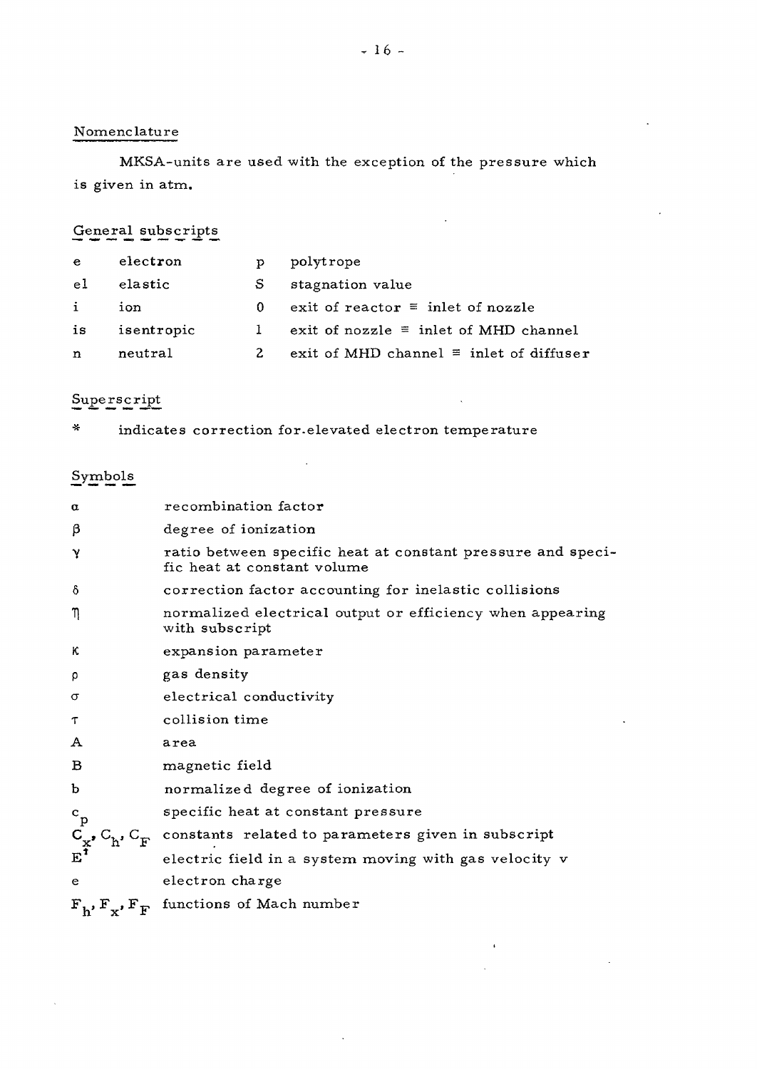## Nomenclature

MKSA-units are used with the exception of the pressure which is given in atm.

### General subscripts

| | | | |
|---|---|---|---|
| e | electron | p | polytrope |
| el | elastic | S | stagnation value |
| i | ion | 0 | exit of reactor ≡ inlet of nozzle |
| is | isentropic | 1 | exit of nozzle ≡ inlet of MHD channel |
| n | neutral | 2 | exit of MHD channel ≡ inlet of diffuser |

### Superscript

| | |
|---|---|
| * | indicates correction for elevated electron temperature |

### Symbols

| | |
|---|---|
| $\alpha$ | recombination factor |
| $\beta$ | degree of ionization |
| $\gamma$ | ratio between specific heat at constant pressure and specific heat at constant volume |
| $\delta$ | correction factor accounting for inelastic collisions |
| $\eta$ | normalized electrical output or efficiency when appearing with subscript |
| $\kappa$ | expansion parameter |
| $\rho$ | gas density |
| $\sigma$ | electrical conductivity |
| $\tau$ | collision time |
| $A$ | area |
| $B$ | magnetic field |
| $b$ | normalized degree of ionization |
| $c_p$ | specific heat at constant pressure |
| $C_x$, $C_h$, $C_F$ | constants related to parameters given in subscript |
| $E'$ | electric field in a system moving with gas velocity v |
| $e$ | electron charge |
| $F_h$, $F_x$, $F_F$ | functions of Mach number |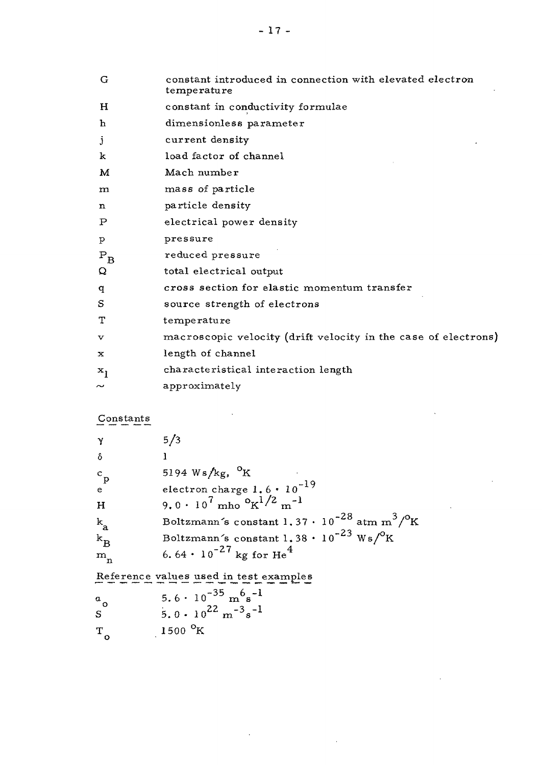| | |
|---|---|
| G | constant introduced in connection with elevated electron temperature |
| H | constant in conductivity formulae |
| h | dimensionless parameter |
| j | current density |
| k | load factor of channel |
| M | Mach number |
| m | mass of particle |
| n | particle density |
| P | electrical power density |
| p | pressure |
| $P_B$ | reduced pressure |
| Q | total electrical output |
| q | cross section for elastic momentum transfer |
| S | source strength of electrons |
| T | temperature |
| v | macroscopic velocity (drift velocity in the case of electrons) |
| x | length of channel |
| $x_l$ | characteristical interaction length |
| $\sim$ | approximately |

## Constants

| | |
|---|---|
| $\gamma$ | 5/3 |
| $\delta$ | 1 |
| $c_p$ | 5194 Ws/kg, $^oK$ |
| e | electron charge $1.6 \cdot 10^{-19}$ |
| H | $9.0 \cdot 10^{7}$ mho $^oK^{1/2}$ $m^{-1}$ |
| $k_a$ | Boltzmann's constant $1.37 \cdot 10^{-28}$ atm $m^3/^oK$ |
| $k_B$ | Boltzmann's constant $1.38 \cdot 10^{-23}$ Ws/$^oK$ |
| $m_n$ | $6.64 \cdot 10^{-27}$ kg for $He^4$ |

## Reference values used in test examples

| | |
|---|---|
| $\alpha_o$ | $5.6 \cdot 10^{-35}$ $m^6 s^{-1}$ |
| S | $5.0 \cdot 10^{22}$ $m^{-3} s^{-1}$ |
| $T_o$ | 1500 $^oK$ |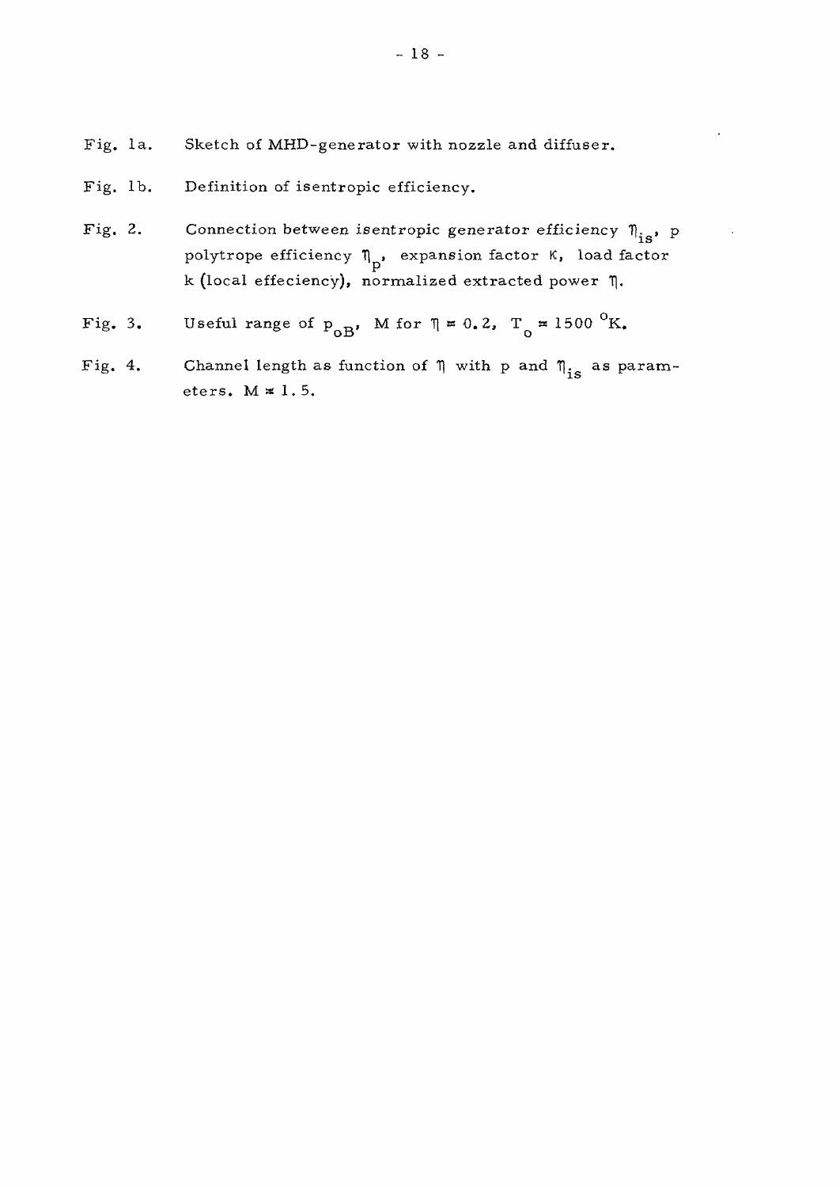Fig. 1a. Sketch of MHD-generator with nozzle and diffuser.

Fig. 1b. Definition of isentropic efficiency.

Fig. 2. Connection between isentropic generator efficiency $\eta_{is}$, p polytrope efficiency $\eta_p$, expansion factor $\kappa$, load factor k (local effeciency), normalized extracted power $\eta$.

Fig. 3. Useful range of $p_{oB}$, M for $\eta = 0.2$, $T_o = 1500\ ^oK$.

Fig. 4. Channel length as function of $\eta$ with p and $\eta_{is}$ as parameters. $M = 1.5$.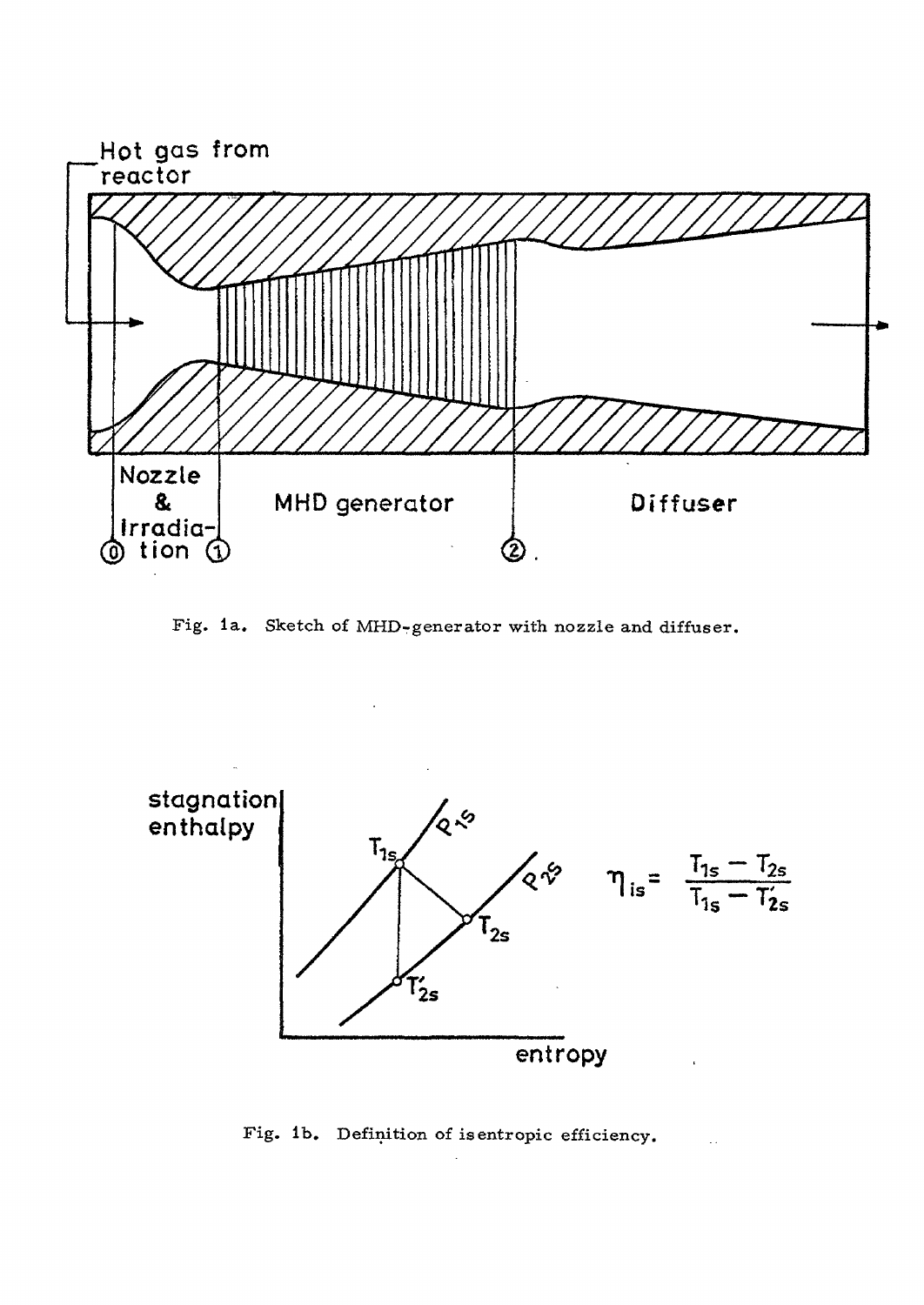Hot gas from reactor

Nozzle & Irradiation

MHD generator

Diffuser

⓪ ① ②

Fig. 1a. Sketch of MHD-generator with nozzle and diffuser.

stagnation enthalpy

entropy

$P_{1S}$ $P_{2S}$ $T_{1s}$ $T_{2s}$ $T'_{2s}$

$$\eta_{is} = \frac{T_{1s} - T_{2s}}{T_{1s} - T'_{2s}}$$

Fig. 1b. Definition of isentropic efficiency.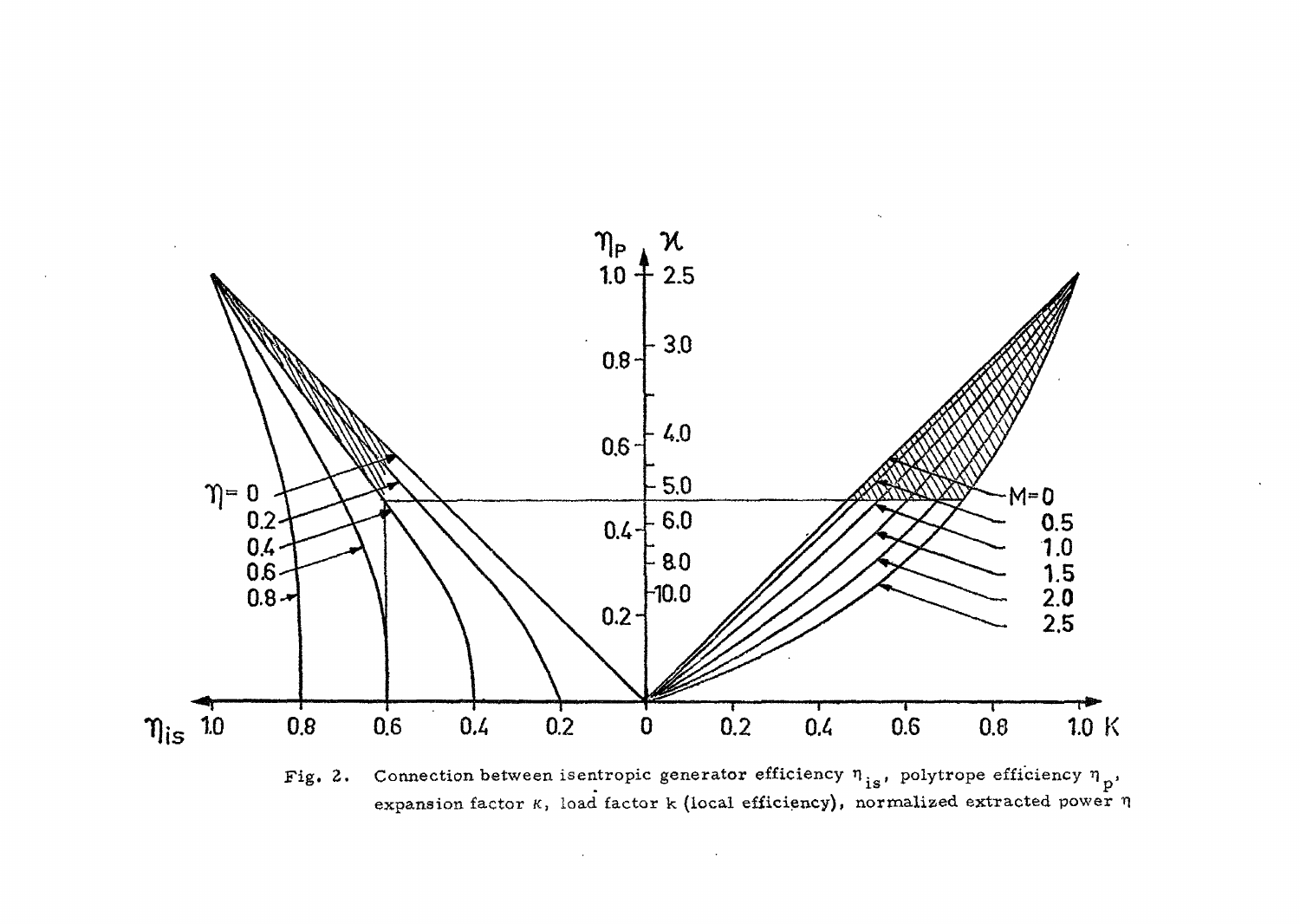Fig. 2. Connection between isentropic generator efficiency $\eta_{is}$, polytrope efficiency $\eta_p$, expansion factor $\kappa$, load factor k (local efficiency), normalized extracted power $\eta$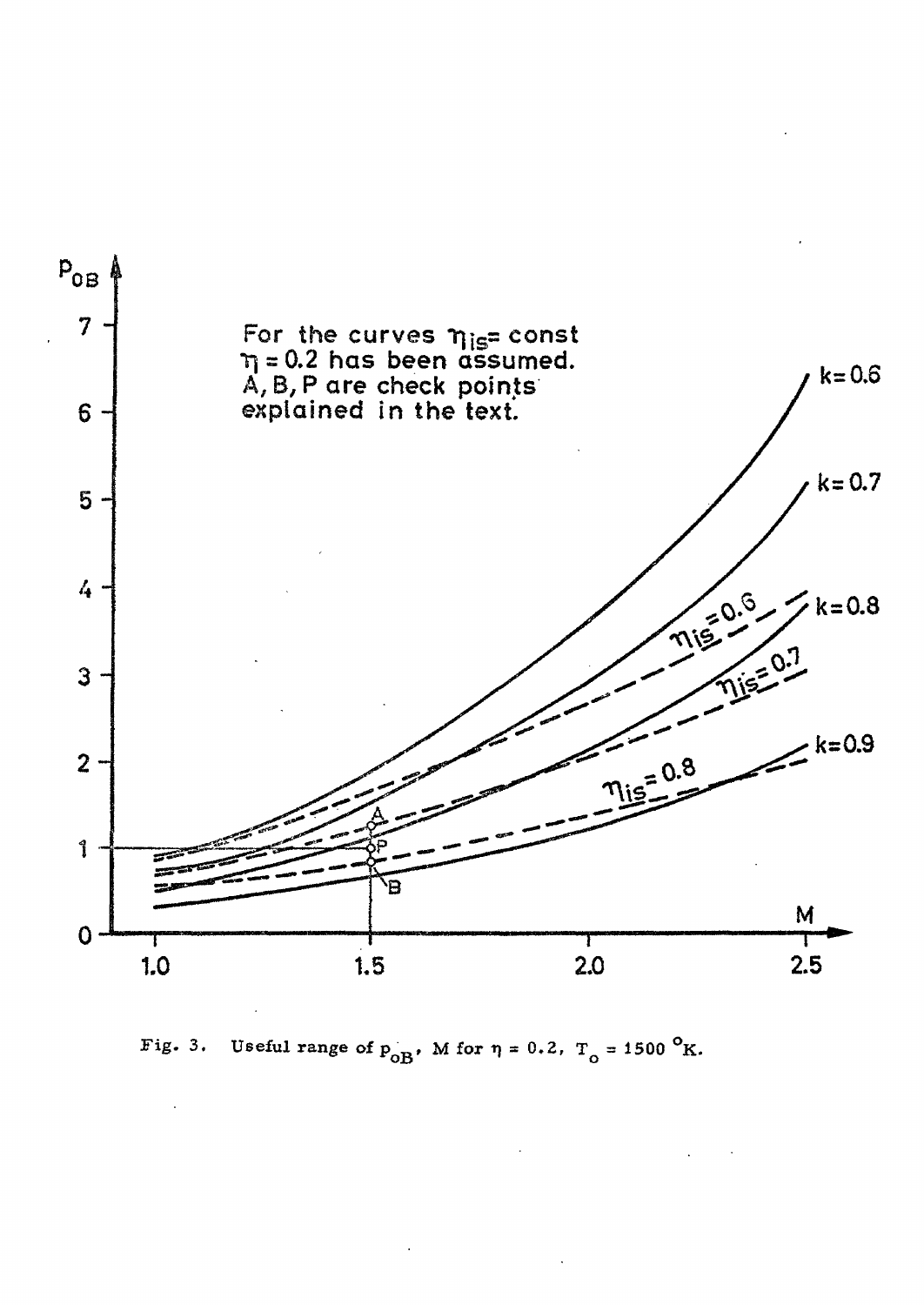For the curves $\eta_{is}$ = const
$\eta = 0.2$ has been assumed.
A, B, P are check points explained in the text.

Fig. 3. Useful range of $p_{oB}$, M for $\eta = 0.2$, $T_o = 1500\ ^{o}K$.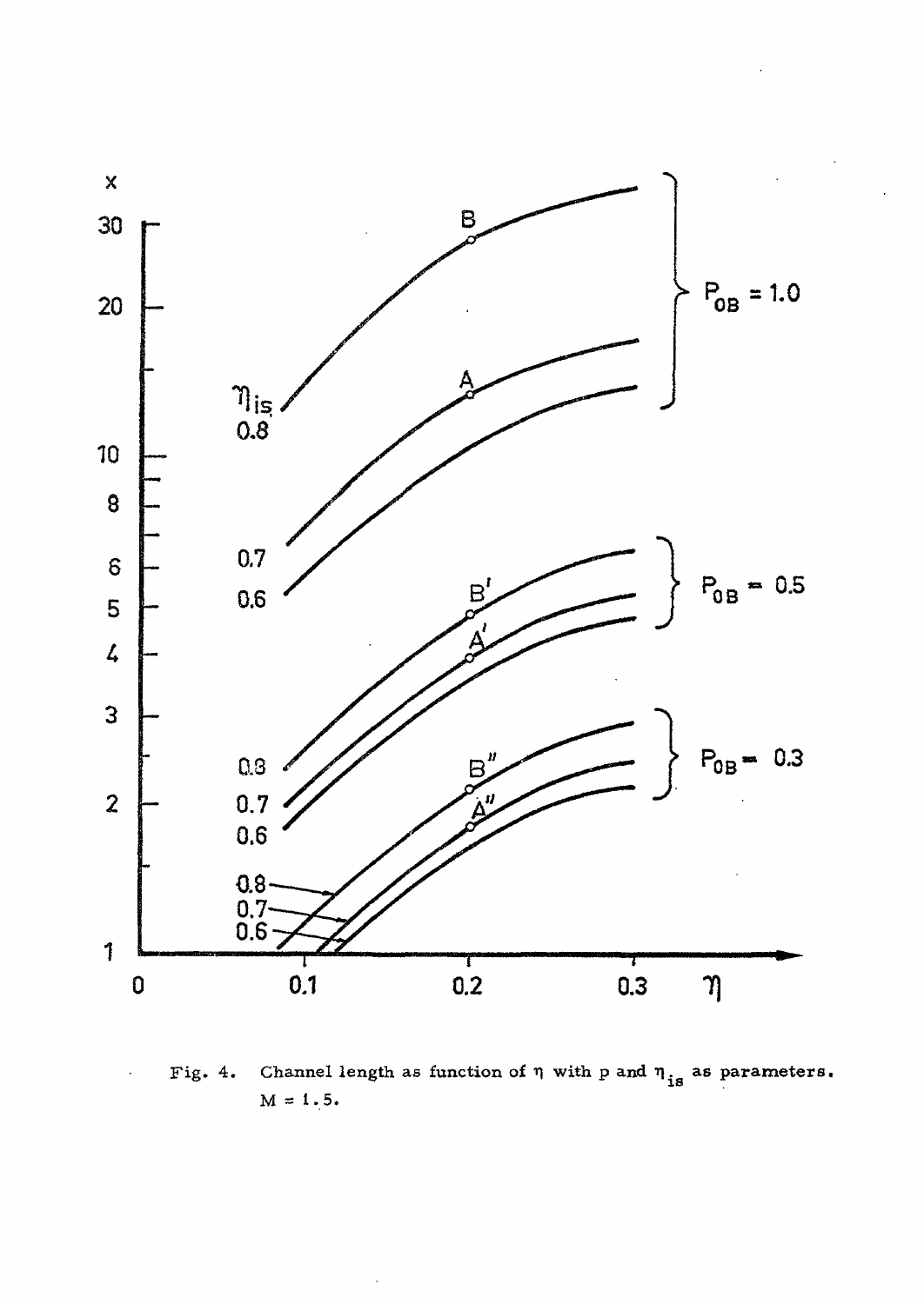Fig. 4. Channel length as function of $\eta$ with p and $\eta_{is}$ as parameters. $M = 1.5$.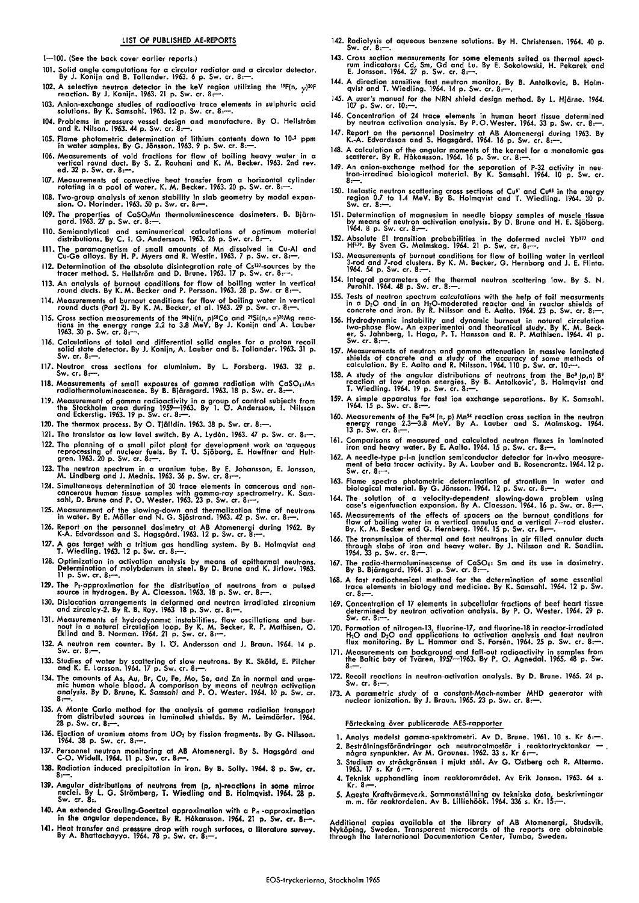## LIST OF PUBLISHED AE-REPORTS

1—100. (See the back cover earlier reports.)

101. Solid angle computations for a circular radiator and a circular detector. By J. Konijn and B. Tollander. 1963. 6 p. Sw. cr. 8:—.
102. A selective neutron detector in the keV region utilizing the $^{19}F(n, \gamma)^{20}F$ reaction. By J. Konijn. 1963. 21 p. Sw. cr. 8:—.
103. Anion-exchange studies of radioactive trace elements in sulphuric acid solutions. By K. Samsahl. 1963. 12 p. Sw. cr. 8:—.
104. Problems in pressure vessel design and manufacture. By O. Hellström and R. Nilson. 1963. 44 p. Sw. cr. 8:—.
105. Flame photometric determination of lithium contents down to $10^{-3}$ ppm in water samples. By G. Jönsson. 1963. 9 p. Sw. cr. 8:—.
106. Measurements of void fractions for flow of boiling heavy water in a vertical round duct. By S. Z. Rouhani and K. M. Becker. 1963. 2nd rev. ed. 32 p. Sw. cr. 8:—.
107. Measurements of convective heat transfer from a horizontal cylinder rotating in a pool of water. K. M. Becker. 1963. 20 p. Sw. cr. 8:—.
108. Two-group analysis of xenon stability in slab geometry by modal expansion. O. Norinder. 1963. 50 p. Sw. cr. 8:—.
109. The properties of CaSO$_4$Mn thermoluminescence dosimeters. B. Bjärngard. 1963. 27 p. Sw. cr. 8:—.
110. Semianalytical and seminumerical calculations of optimum material distributions. By C. I. G. Andersson. 1963. 26 p. Sw. cr. 8:—.
111. The paramagnetism of small amounts of Mn dissolved in Cu-Al and Cu-Ge alloys. By H. P. Myers and R. Westin. 1963. 7 p. Sw. cr. 8:—.
112. Determination of the absolute disintegration rate of Cs$^{137}$-sources by the tracer method. S. Hellström and D. Brune. 1963. 17 p. Sw. cr. 8:—.
113. An analysis of burnout conditions for flow of boiling water in vertical round ducts. By K. M. Becker and P. Persson. 1963. 28 p. Sw. cr 8:—.
114. Measurements of burnout conditions for flow of boiling water in vertical round ducts (Part 2). By K. M. Becker, et al. 1963. 29 p. Sw. cr. 8:—.
115. Cross section measurements of the $^{58}Ni(n, p)^{58}Co$ and $^{29}Si(n,\alpha)^{26}Mg$ reactions in the energy range 2.2 to 3.8 MeV. By J. Konijn and A. Lauber 1963. 30 p. Sw. cr. 8:—.
116. Calculations of total and differential solid angles for a proton recoil solid state detector. By J. Konijn, A. Lauber and B. Tollander. 1963. 31 p. Sw. cr. 8:—.
117. Neutron cross sections for aluminium. By L. Forsberg. 1963. 32 p. Sw. cr. 8:—.
118. Measurements of small exposures of gamma radiation with CaSO$_4$:Mn radiothermoluminescence. By B. Bjärngard. 1963. 18 p. Sw. cr. 8:—.
119. Measurement of gamma radioactivity in a group of control subjects from the Stockholm area during 1959—1963. By I. Ö. Andersson, I. Nilsson and Eckerstig. 1963. 19 p. Sw. cr. 8:—.
120. The thermox process. By O. Tjälldin. 1963. 38 p. Sw. cr. 8:—.
121. The transistor as low level switch. By A. Lydén. 1963. 47 p. Sw. cr. 8:—.
122. The planning of a small pilot plant for development work on aqueous reprocessing of nuclear fuels. By T. U. Sjöborg, E. Haeffner and Hultgren. 1963. 20 p. Sw. cr. 8:—.
123. The neutron spectrum in a uranium tube. By E. Johansson, E. Jonsson, M. Lindberg and J. Mednis. 1963. 36 p. Sw. cr. 8:—.
124. Simultaneous determination of 30 trace elements in cancerous and noncancerous human tissue samples with gamma-ray spectrometry. K. Samsahl, D. Brune and P. O. Wester. 1963. 23 p. Sw. cr. 8:—.
125. Measurement of the slowing-down and thermalization time of neutrons in water. By E. Möller and N. G. Sjöstrand. 1963. 42 p. Sw. cr. 8:—.
126. Report on the personnel dosimetry at AB Atomenergi during 1962. By K-A. Edvardsson and S. Hagsgård. 1963. 12 p. Sw. cr. 8:—.
127. A gas target with a tritium gas handling system. By B. Holmqvist and T. Wiedling. 1963. 12 p. Sw. cr. 8:—.
128. Optimization in activation analysis by means of epithermal neutrons. Determination of molybdenum in steel. By D. Brune and K. Jirlow. 1963. 11 p. Sw. cr. 8:—.
129. The P$_1$-approximation for the distribution of neutrons from a pulsed source in hydrogen. By A. Claesson. 1963. 18 p. Sw. cr. 8:—.
130. Dislocation arrangements in deformed and neutron irradiated zirconium and zircaloy-2. By R. B. Roy. 1963 18 p. Sw. cr. 8:—.
131. Measurements of hydrodynamic instabilities, flow oscillations and burnout in a natural circulation loop. By K. M. Becker, R. P. Mathisen, O. Eklind and B. Norman. 1964. 21 p. Sw. cr. 8:—.
132. A neutron rem counter. By I. Ö. Andersson and J. Braun. 1964. 14 p. Sw. cr. 8:—.
133. Studies of water by scattering of slow neutrons. By K. Sköld, E. Pilcher and K. E. Larsson. 1964. 17 p. Sw. cr. 8:—.
134. The amounts of As, Au, Br, Cu, Fe, Mo, Se, and Zn in normal and uraemic human whole blood. A comparison by means of neutron activation analysis. By D. Brune, K. Samsahl and P. O. Wester. 1964. 10 p. Sw. cr. 8:—.
135. A Monte Carlo method for the analysis of gamma radiation transport from distributed sources in laminated shields. By M. Leimdörfer. 1964. 28 p. Sw. cr. 8:—.
136. Ejection of uranium atoms from UO$_2$ by fission fragments. By G. Nilsson. 1964. 38 p. Sw. cr. 8:—.
137. Personnel neutron monitoring at AB Atomenergi. By S. Hagsgård and C-O. Widell. 1964. 11 p. Sw. cr. 8:—.
138. Radiation induced precipitation in iron. By B. Solly. 1964. 8 p. Sw. cr. 8:—.
139. Angular distributions of neutrons from (p, n)-reactions in some mirror nuclei. By L. G. Strömberg, T. Wiedling and B. Holmqvist. 1964. 28 p. Sw. cr. 8:.
140. An extended Greuling-Goertzel approximation with a P$_n$ -approximation in the angular dependence. By R. Håkansson. 1964. 21 p. Sw. cr. 8:—.
141. Heat transfer and pressure drop with rough surfaces, a literature survey. By A. Bhattachayya. 1964. 78 p. Sw. cr. 8:—.
142. Radiolysis of aqueous benzene solutions. By H. Christensen. 1964. 40 p. Sw. cr. 8:—.
143. Cross section measurements for some elements suited as thermal spectrum indicators: Cd, Sm, Gd and Lu. By E. Sokolowski, H. Pekarek and E. Jonsson. 1964. 27 p. Sw. cr. 8:—.
144. A direction sensitive fast neutron monitor. By B. Antolkovic, B. Holmqvist and T. Wiedling. 1964. 14 p. Sw. cr. 8:—.
145. A user's manual for the NRN shield design method. By L. Hjärne. 1964. 107 p. Sw. cr. 10:—.
146. Concentration of 24 trace elements in human heart tissue determined by neutron activation analysis. By P.O. Wester. 1964. 33 p. Sw. cr. 8:—.
147. Report on the personnel Dosimetry at AB Atomenergi during 1963. By K.-A. Edvardsson and S. Hagsgård. 1964. 16 p. Sw. cr. 8:—.
148. A calculation of the angular moments of the kernel for a monatomic gas scatterer. By R. Håkansson. 1964. 16 p. Sw. cr. 8:—.
149. An anion-exchange method for the separation of P-32 activity in neutron-irradited biological material. By K. Samsahl. 1964. 10 p. Sw. cr. 8:—.
150. Inelastic neutron scattering cross sections of Cu$^{63}$ and Cu$^{65}$ in the energy region 0.7 to 1.4 MeV. By B. Holmqvist and T. Wiedling. 1964. 30 p. Sw. cr. 8:—.
151. Determination of magnesium in needle biopsy samples of muscle tissue by means of neutron activation analysis. By D. Brune and H. E. Sjöberg. 1964. 8 p. Sw. cr. 8:—.
152. Absolute El transition probabilities in the dofermed nuclei Yb$^{177}$ and Hf$^{179}$. By Sven G. Malmskog. 1964. 21 p. Sw. cr. 8:—.
153. Measurements of burnout conditions for flow of boiling water in vertical 3-rod and 7-rod clusters. By K. M. Becker, G. Hernborg and J. E. Flinta. 1964. 54 p. Sw. cr. 8:—.
154. Integral parameters of the thermal neutron scattering law. By S. N. Purohit. 1964. 48 p. Sw. cr. 8:—.
155. Tests of neutron spectrum calculations with the help of foil measurments in a D$_2$O and in an H$_2$O-moderated reactor and in reactor shields of concrete and iron. By R. Nilsson and E. Aalto. 1964. 23 p. Sw. cr. 8:—.
156. Hydrodynamic instability and dynamic burnout in natural circulation two-phase flow. An experimental and theoretical study. By K. M. Becker, S. Jahnberg, I. Haga, P. T. Hansson and R. P. Mathisen. 1964. 41 p. Sw. cr. 8:—.
157. Measurements of neutron and gamma attenuation in massive laminated shields of concrete and a study of the accuracy of some methods of calculation. By E. Aalto and R. Nilsson. 1964. 110 p. Sw. cr. 10:—.
158. A study of the angular distributions of neutrons from the Be$^9$ (p,n) B$^9$ reaction at low proton energies. By B. Antolkovic', B. Holmqvist and T. Wiedling. 1964. 19 p. Sw. cr. 8:—.
159. A simple apparatus for fast ion exchange separations. By K. Samsahl. 1964. 15 p. Sw. cr. 8:—.
160. Measurements of the Fe$^{54}$ (n, p) Mn$^{54}$ reaction cross section in the neutron energy range 2.3—3.8 MeV. By A. Lauber and S. Malmskog. 1964. 13 p. Sw. cr. 8:—.
161. Comparisons of measured and calculated neutron fluxes in laminated iron and heavy water. By E. Aalto. 1964. 15 p. Sw. cr. 8:—.
162. A needle-type p-i-n junction semiconductor detector for in-vivo measurement of beta tracer activity. By A. Lauber and B. Rosencrantz. 1964. 12 p. Sw. cr. 8:—.
163. Flame spectro photometric determination of strontium in water and biological material. By G. Jönsson. 1964. 12 p. Sw. cr. 8:—.
164. The solution of a velocity-dependent slowing-down problem using case's eigenfunction expansion. By A. Claesson. 1964. 16 p. Sw. cr. 8:—.
165. Measurements of the effects of spacers on the burnout conditions for flow of boiling water in a vertical annulus and a vertical 7—rod cluster. By K. M. Becker and G. Hernberg. 1964. 15 p. Sw. cr. 8:—.
166. The transmission of thermal and fast neutrons in air filled annular ducts through slabs of iron and heavy water. By J. Nilsson and R. Sandlin. 1964. 33 p. Sw. cr. 8:—.
167. The radio-thermoluminescense of CaSO$_4$: Sm and its use in dosimetry. By B. Bjärngard. 1964. 31 p. Sw. cr. 8:—.
168. A fast radiochemical method for the determination of some essential trace elements in biology and medicine. By K. Samsahl. 1964. 12 p. Sw. cr. 8:—.
169. Concentration of 17 elements in subcellular fractions of beef heart tissue determined by neutron activation analysis. By P. O. Wester. 1964. 29 p. Sw. cr. 8:—.
170. Formation of nitrogen-13, fluorine-17, and fluorine-18 in reactor-irradiated H$_2$O and D$_2$O and applications to activation analysis and fast neutron flux monitoring. By L. Hammar and S. Forsén. 1964. 25 p. Sw. cr. 8:—.
171. Measurements om background and fall-out radioactivity in samples from the Baltic bay of Tvären, 1957—1963. By P. O. Agnedal. 1965. 48 p. Sw. 8:—.
172. Recoil reactions in neutron-activation analysis. By D. Brune. 1965. 24 p. Sw. cr. 8:—.
173. A parametric study of a constant-Mach-number MHD generator with nuclear ionization. By J. Braun. 1965. 23 p. Sw. cr. 8:—.

### Förteckning över publicerade AES-rapporter

1. Analys medelst gamma-spektrometri. Av D. Brune. 1961. 10 s. Kr 6:—.
2. Bestrålningsförändringar och neutronatmosfär i reaktortrycktankar — några synpunkter. Av M. Grounes. 1962. 33 s. Kr 6:—.
3. Studium av sträckgränsen i mjukt stål. Av G. Östberg och R. Attermo. 1963. 17 s. Kr 6:—.
4. Teknisk upphandling inom reaktorområdet. Av Erik Jonson. 1963. 64 s. Kr. 8:—.
5. Ågesta Kraftvärmeverk. Sammanställning av tekniska data, beskrivningar m. m. för reaktordelen. Av B. Lilliehöök. 1964. 336 s. Kr. 15:—.

Additional copies available at the library of AB Atomenergi, Studsvik, Nyköping, Sweden. Transparent microcards of the reports are obtainable through the International Documentation Center, Tumba, Sweden.

EOS-tryckerierna, Stockholm 1965